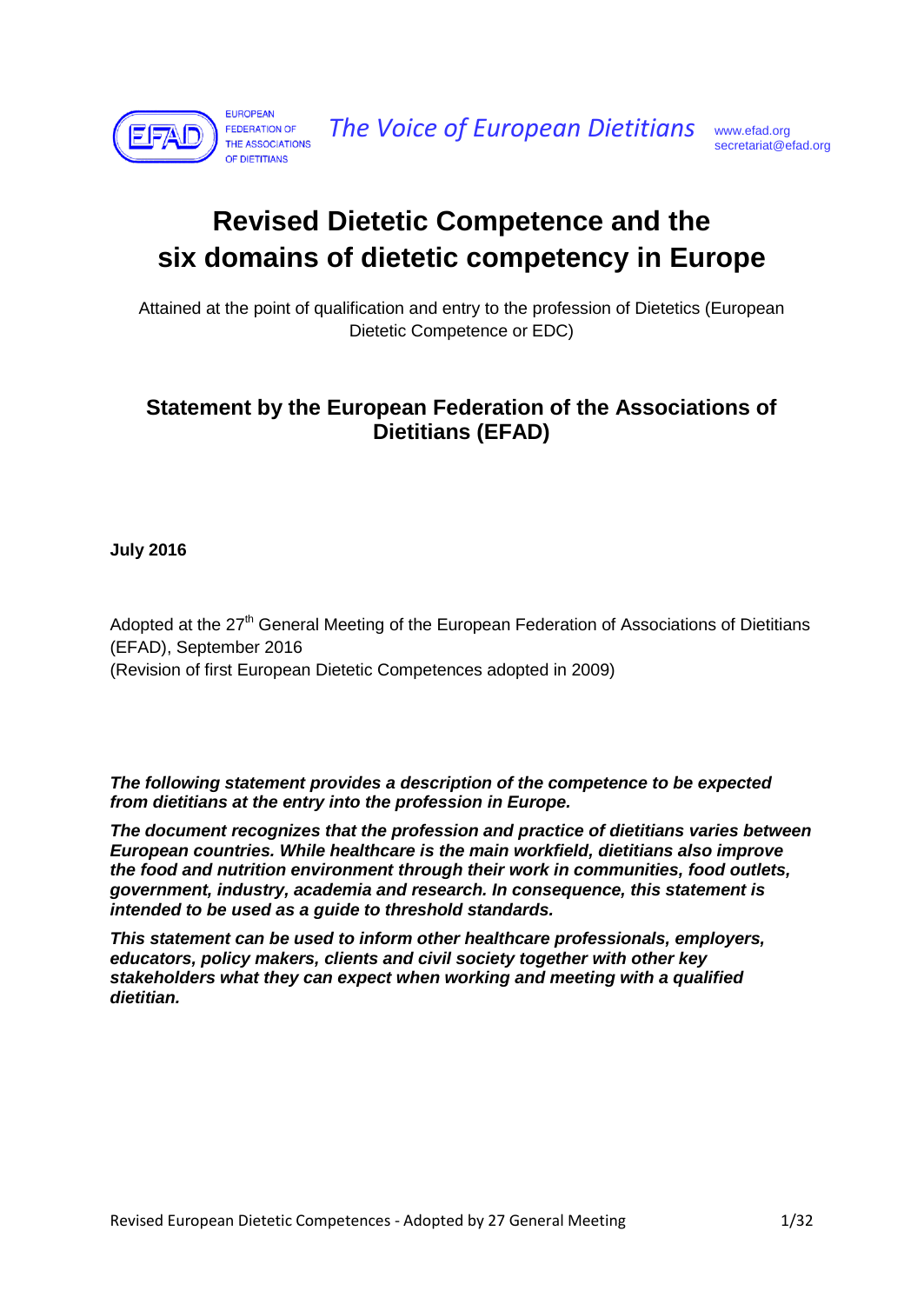EUROPEAN FEDERATION OF THE ASSOCIATIONS OF DIETITIANS

*The Voice of European Dietitians*

www.efad.org
secretariat@efad.org

# Revised Dietetic Competence and the six domains of dietetic competency in Europe

Attained at the point of qualification and entry to the profession of Dietetics (European Dietetic Competence or EDC)

## Statement by the European Federation of the Associations of Dietitians (EFAD)

**July 2016**

Adopted at the 27th General Meeting of the European Federation of Associations of Dietitians (EFAD), September 2016
(Revision of first European Dietetic Competences adopted in 2009)

***The following statement provides a description of the competence to be expected from dietitians at the entry into the profession in Europe.***

***The document recognizes that the profession and practice of dietitians varies between European countries. While healthcare is the main workfield, dietitians also improve the food and nutrition environment through their work in communities, food outlets, government, industry, academia and research. In consequence, this statement is intended to be used as a guide to threshold standards.***

***This statement can be used to inform other healthcare professionals, employers, educators, policy makers, clients and civil society together with other key stakeholders what they can expect when working and meeting with a qualified dietitian.***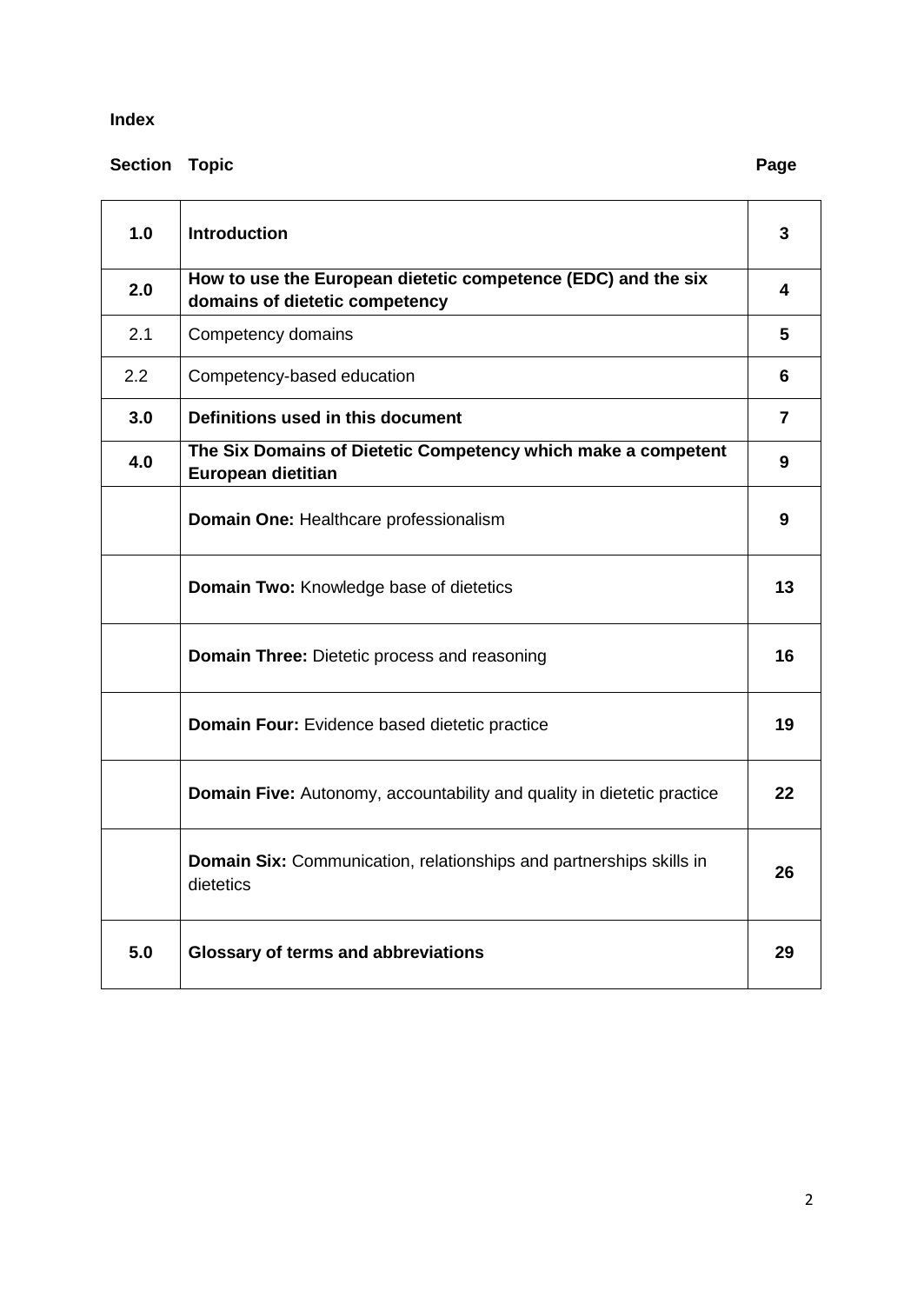**Index**

| Section | Topic | Page |
|---|---|---|
| **1.0** | **Introduction** | **3** |
| **2.0** | **How to use the European dietetic competence (EDC) and the six domains of dietetic competency** | **4** |
| 2.1 | Competency domains | **5** |
| 2.2 | Competency-based education | **6** |
| **3.0** | **Definitions used in this document** | **7** |
| **4.0** | **The Six Domains of Dietetic Competency which make a competent European dietitian** | **9** |
| | **Domain One:** Healthcare professionalism | **9** |
| | **Domain Two:** Knowledge base of dietetics | **13** |
| | **Domain Three:** Dietetic process and reasoning | **16** |
| | **Domain Four:** Evidence based dietetic practice | **19** |
| | **Domain Five:** Autonomy, accountability and quality in dietetic practice | **22** |
| | **Domain Six:** Communication, relationships and partnerships skills in dietetics | **26** |
| **5.0** | **Glossary of terms and abbreviations** | **29** |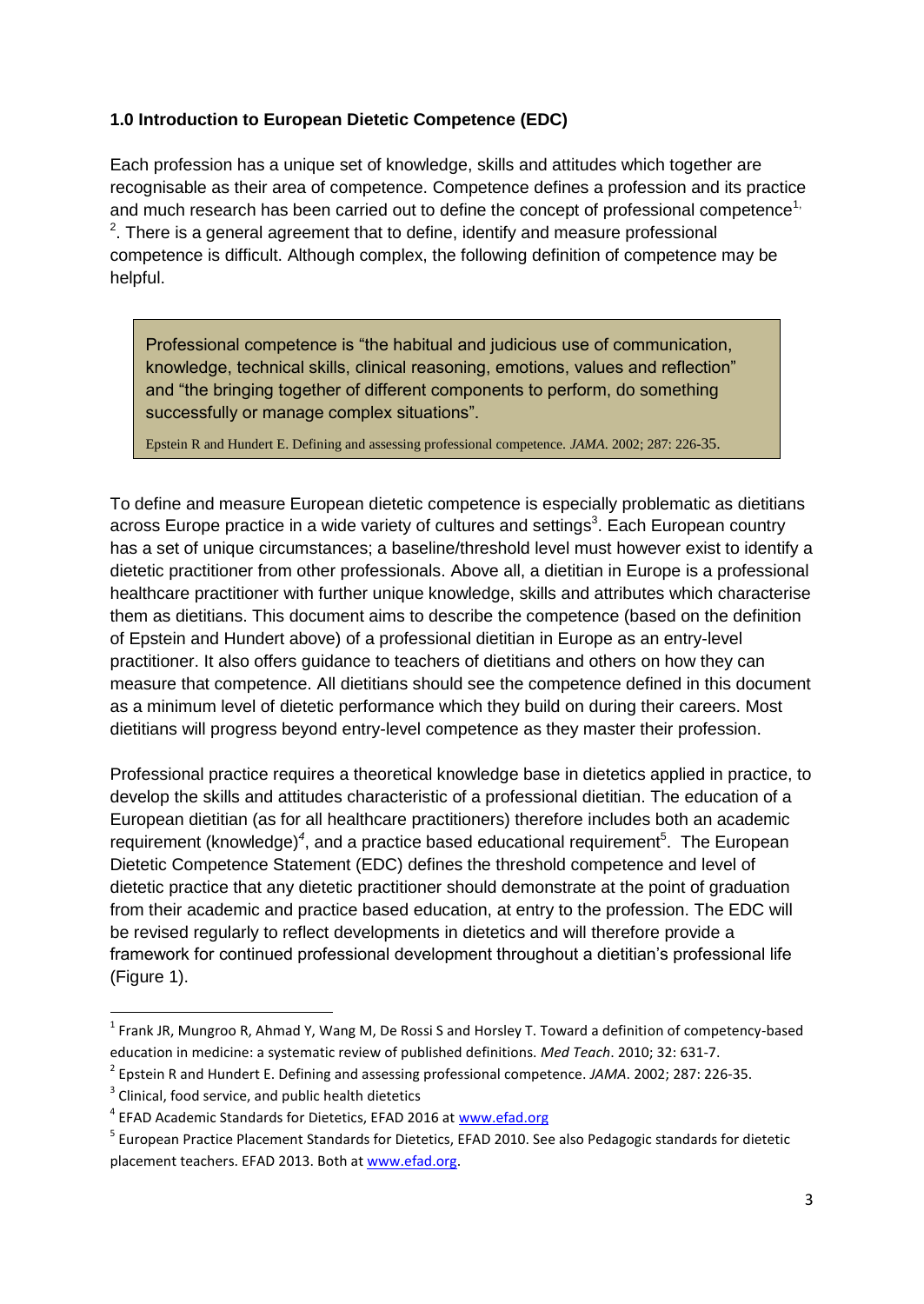### 1.0 Introduction to European Dietetic Competence (EDC)

Each profession has a unique set of knowledge, skills and attitudes which together are recognisable as their area of competence. Competence defines a profession and its practice and much research has been carried out to define the concept of professional competence[1, 2]. There is a general agreement that to define, identify and measure professional competence is difficult. Although complex, the following definition of competence may be helpful.

> Professional competence is "the habitual and judicious use of communication, knowledge, technical skills, clinical reasoning, emotions, values and reflection" and "the bringing together of different components to perform, do something successfully or manage complex situations".
>
> Epstein R and Hundert E. Defining and assessing professional competence. *JAMA*. 2002; 287: 226-35.

To define and measure European dietetic competence is especially problematic as dietitians across Europe practice in a wide variety of cultures and settings[3]. Each European country has a set of unique circumstances; a baseline/threshold level must however exist to identify a dietetic practitioner from other professionals. Above all, a dietitian in Europe is a professional healthcare practitioner with further unique knowledge, skills and attributes which characterise them as dietitians. This document aims to describe the competence (based on the definition of Epstein and Hundert above) of a professional dietitian in Europe as an entry-level practitioner. It also offers guidance to teachers of dietitians and others on how they can measure that competence. All dietitians should see the competence defined in this document as a minimum level of dietetic performance which they build on during their careers. Most dietitians will progress beyond entry-level competence as they master their profession.

Professional practice requires a theoretical knowledge base in dietetics applied in practice, to develop the skills and attitudes characteristic of a professional dietitian. The education of a European dietitian (as for all healthcare practitioners) therefore includes both an academic requirement (knowledge)[4], and a practice based educational requirement[5]. The European Dietetic Competence Statement (EDC) defines the threshold competence and level of dietetic practice that any dietetic practitioner should demonstrate at the point of graduation from their academic and practice based education, at entry to the profession. The EDC will be revised regularly to reflect developments in dietetics and will therefore provide a framework for continued professional development throughout a dietitian's professional life (Figure 1).

---

[1] Frank JR, Mungroo R, Ahmad Y, Wang M, De Rossi S and Horsley T. Toward a definition of competency-based education in medicine: a systematic review of published definitions. *Med Teach*. 2010; 32: 631-7.

[2] Epstein R and Hundert E. Defining and assessing professional competence. *JAMA*. 2002; 287: 226-35.

[3] Clinical, food service, and public health dietetics

[4] EFAD Academic Standards for Dietetics, EFAD 2016 at www.efad.org

[5] European Practice Placement Standards for Dietetics, EFAD 2010. See also Pedagogic standards for dietetic placement teachers. EFAD 2013. Both at www.efad.org.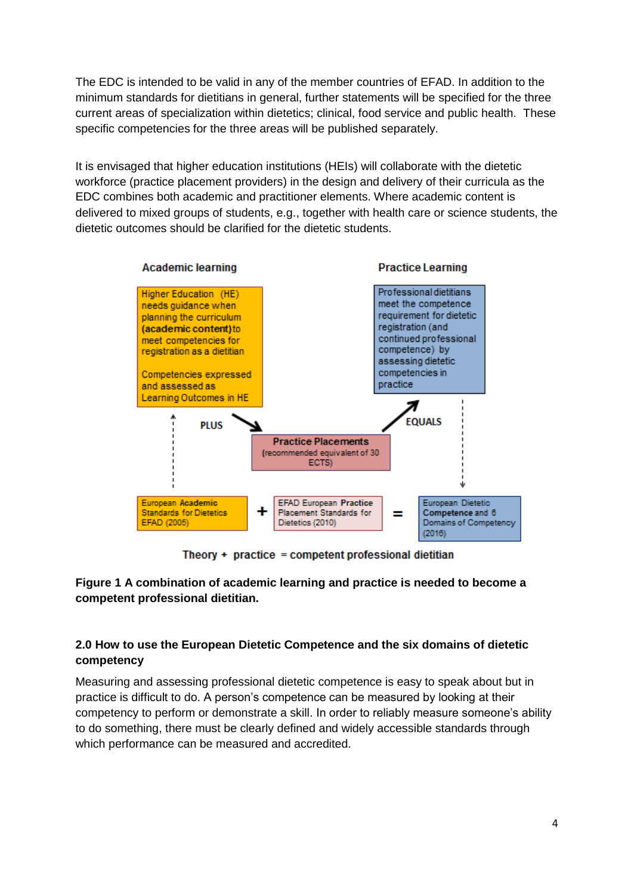The EDC is intended to be valid in any of the member countries of EFAD. In addition to the minimum standards for dietitians in general, further statements will be specified for the three current areas of specialization within dietetics; clinical, food service and public health. These specific competencies for the three areas will be published separately.

It is envisaged that higher education institutions (HEIs) will collaborate with the dietetic workforce (practice placement providers) in the design and delivery of their curricula as the EDC combines both academic and practitioner elements. Where academic content is delivered to mixed groups of students, e.g., together with health care or science students, the dietetic outcomes should be clarified for the dietetic students.

Academic learning

Higher Education (HE) needs guidance when planning the curriculum **(academic content)** to meet competencies for registration as a dietitian

Competencies expressed and assessed as Learning Outcomes in HE

Practice Learning

Professional dietitians meet the competence requirement for dietetic registration (and continued professional competence) by assessing dietetic competencies in practice

PLUS

**Practice Placements**
(recommended equivalent of 30 ECTS)

EQUALS

European **Academic** Standards for Dietetics EFAD (2005) + EFAD European **Practice** Placement Standards for Dietetics (2010) = European Dietetic **Competence** and 6 Domains of Competency (2016)

Theory + practice = competent professional dietitian

**Figure 1 A combination of academic learning and practice is needed to become a competent professional dietitian.**

## 2.0 How to use the European Dietetic Competence and the six domains of dietetic competency

Measuring and assessing professional dietetic competence is easy to speak about but in practice is difficult to do. A person's competence can be measured by looking at their competency to perform or demonstrate a skill. In order to reliably measure someone's ability to do something, there must be clearly defined and widely accessible standards through which performance can be measured and accredited.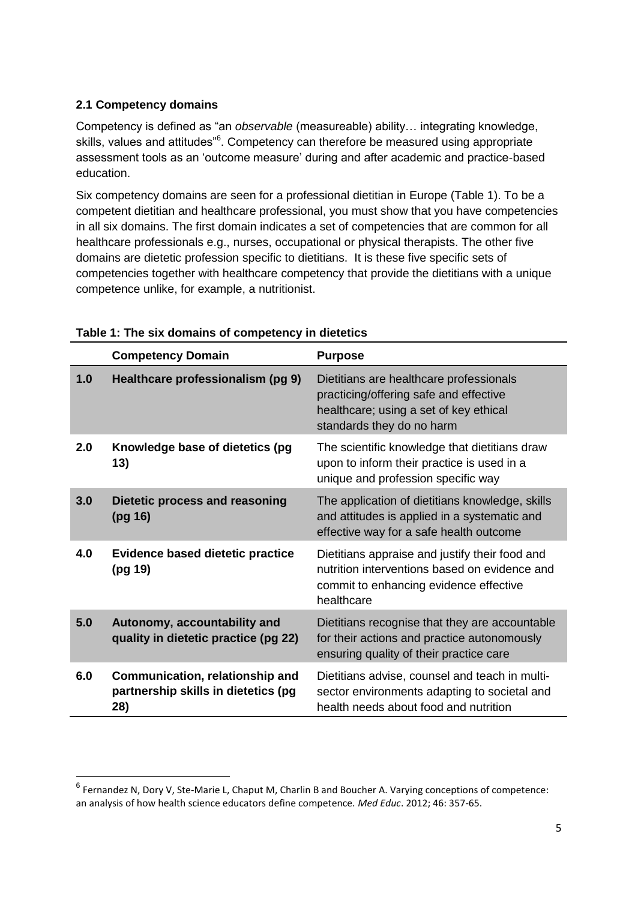### 2.1 Competency domains

Competency is defined as "an *observable* (measureable) ability… integrating knowledge, skills, values and attitudes"[6]. Competency can therefore be measured using appropriate assessment tools as an 'outcome measure' during and after academic and practice-based education.

Six competency domains are seen for a professional dietitian in Europe (Table 1). To be a competent dietitian and healthcare professional, you must show that you have competencies in all six domains. The first domain indicates a set of competencies that are common for all healthcare professionals e.g., nurses, occupational or physical therapists. The other five domains are dietetic profession specific to dietitians. It is these five specific sets of competencies together with healthcare competency that provide the dietitians with a unique competence unlike, for example, a nutritionist.

**Table 1: The six domains of competency in dietetics**

| | **Competency Domain** | **Purpose** |
|---|---|---|
| **1.0** | **Healthcare professionalism (pg 9)** | Dietitians are healthcare professionals practicing/offering safe and effective healthcare; using a set of key ethical standards they do no harm |
| **2.0** | **Knowledge base of dietetics (pg 13)** | The scientific knowledge that dietitians draw upon to inform their practice is used in a unique and profession specific way |
| **3.0** | **Dietetic process and reasoning (pg 16)** | The application of dietitians knowledge, skills and attitudes is applied in a systematic and effective way for a safe health outcome |
| **4.0** | **Evidence based dietetic practice (pg 19)** | Dietitians appraise and justify their food and nutrition interventions based on evidence and commit to enhancing evidence effective healthcare |
| **5.0** | **Autonomy, accountability and quality in dietetic practice (pg 22)** | Dietitians recognise that they are accountable for their actions and practice autonomously ensuring quality of their practice care |
| **6.0** | **Communication, relationship and partnership skills in dietetics (pg 28)** | Dietitians advise, counsel and teach in multi-sector environments adapting to societal and health needs about food and nutrition |

[6] Fernandez N, Dory V, Ste-Marie L, Chaput M, Charlin B and Boucher A. Varying conceptions of competence: an analysis of how health science educators define competence. *Med Educ*. 2012; 46: 357-65.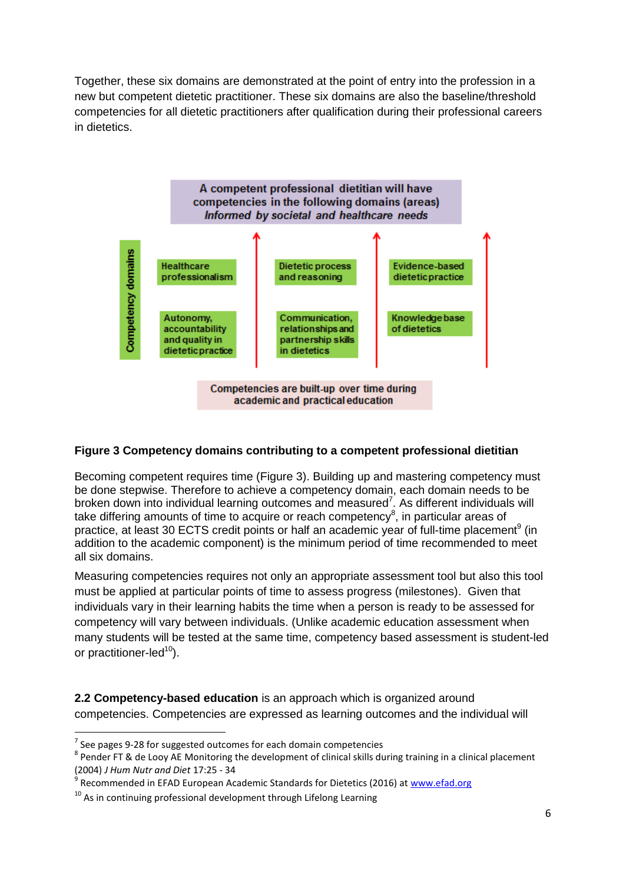Together, these six domains are demonstrated at the point of entry into the profession in a new but competent dietetic practitioner. These six domains are also the baseline/threshold competencies for all dietetic practitioners after qualification during their professional careers in dietetics.

A competent professional dietitian will have competencies in the following domains (areas)
*Informed by societal and healthcare needs*

Competency domains

- Healthcare professionalism
- Dietetic process and reasoning
- Evidence-based dietetic practice
- Autonomy, accountability and quality in dietetic practice
- Communication, relationships and partnership skills in dietetics
- Knowledge base of dietetics

Competencies are built-up over time during academic and practical education

**Figure 3 Competency domains contributing to a competent professional dietitian**

Becoming competent requires time (Figure 3). Building up and mastering competency must be done stepwise. Therefore to achieve a competency domain, each domain needs to be broken down into individual learning outcomes and measured[7]. As different individuals will take differing amounts of time to acquire or reach competency[8], in particular areas of practice, at least 30 ECTS credit points or half an academic year of full-time placement[9] (in addition to the academic component) is the minimum period of time recommended to meet all six domains.

Measuring competencies requires not only an appropriate assessment tool but also this tool must be applied at particular points of time to assess progress (milestones). Given that individuals vary in their learning habits the time when a person is ready to be assessed for competency will vary between individuals. (Unlike academic education assessment when many students will be tested at the same time, competency based assessment is student-led or practitioner-led[10]).

**2.2 Competency-based education** is an approach which is organized around competencies. Competencies are expressed as learning outcomes and the individual will

---

[7] See pages 9-28 for suggested outcomes for each domain competencies

[8] Pender FT & de Looy AE Monitoring the development of clinical skills during training in a clinical placement (2004) *J Hum Nutr and Diet* 17:25 - 34

[9] Recommended in EFAD European Academic Standards for Dietetics (2016) at www.efad.org

[10] As in continuing professional development through Lifelong Learning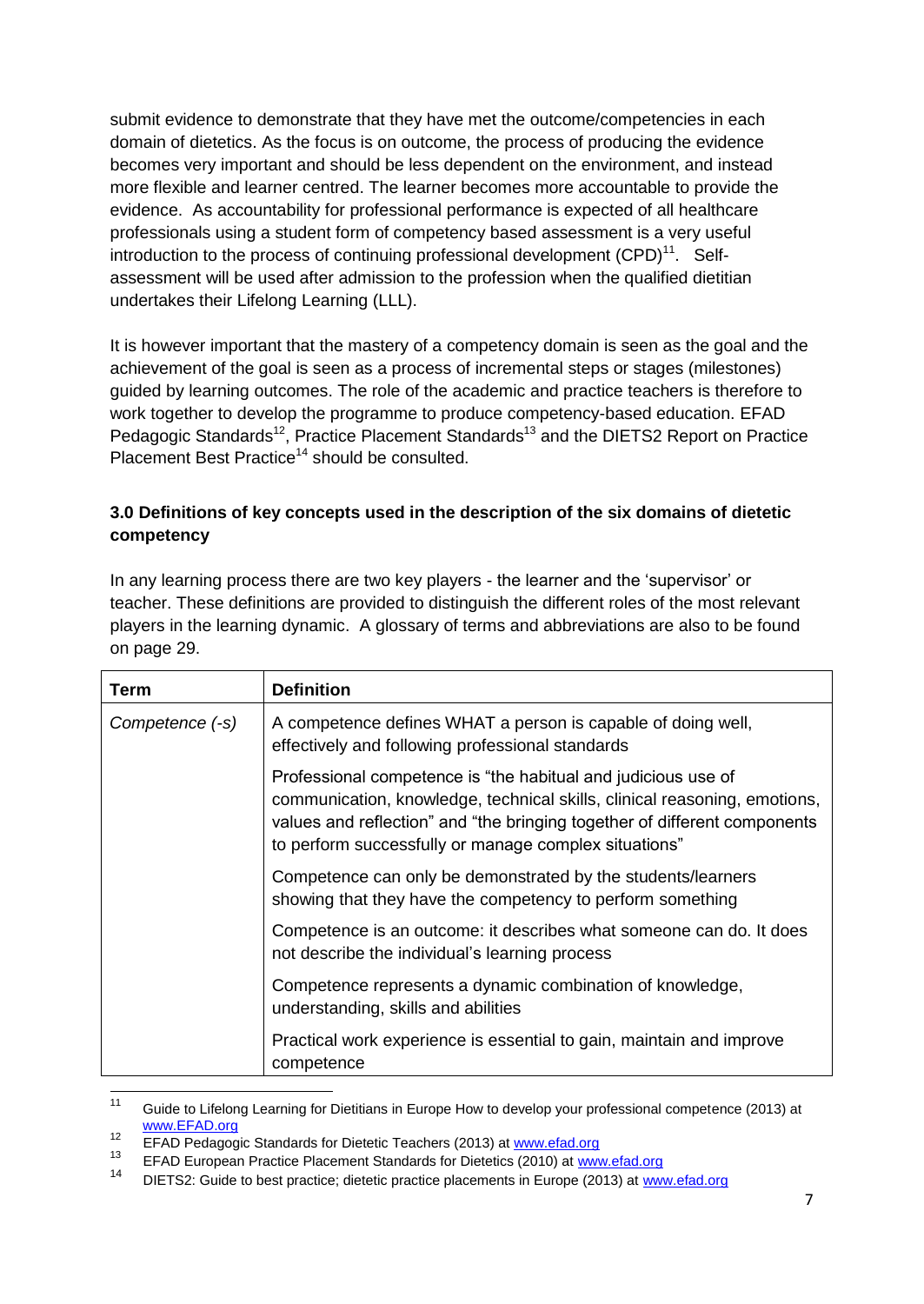submit evidence to demonstrate that they have met the outcome/competencies in each domain of dietetics. As the focus is on outcome, the process of producing the evidence becomes very important and should be less dependent on the environment, and instead more flexible and learner centred. The learner becomes more accountable to provide the evidence. As accountability for professional performance is expected of all healthcare professionals using a student form of competency based assessment is a very useful introduction to the process of continuing professional development (CPD)[11]. Self-assessment will be used after admission to the profession when the qualified dietitian undertakes their Lifelong Learning (LLL).

It is however important that the mastery of a competency domain is seen as the goal and the achievement of the goal is seen as a process of incremental steps or stages (milestones) guided by learning outcomes. The role of the academic and practice teachers is therefore to work together to develop the programme to produce competency-based education. EFAD Pedagogic Standards[12], Practice Placement Standards[13] and the DIETS2 Report on Practice Placement Best Practice[14] should be consulted.

### 3.0 Definitions of key concepts used in the description of the six domains of dietetic competency

In any learning process there are two key players - the learner and the 'supervisor' or teacher. These definitions are provided to distinguish the different roles of the most relevant players in the learning dynamic. A glossary of terms and abbreviations are also to be found on page 29.

| Term | Definition |
|---|---|
| *Competence (-s)* | A competence defines WHAT a person is capable of doing well, effectively and following professional standards |
| | Professional competence is "the habitual and judicious use of communication, knowledge, technical skills, clinical reasoning, emotions, values and reflection" and "the bringing together of different components to perform successfully or manage complex situations" |
| | Competence can only be demonstrated by the students/learners showing that they have the competency to perform something |
| | Competence is an outcome: it describes what someone can do. It does not describe the individual's learning process |
| | Competence represents a dynamic combination of knowledge, understanding, skills and abilities |
| | Practical work experience is essential to gain, maintain and improve competence |

[11] Guide to Lifelong Learning for Dietitians in Europe How to develop your professional competence (2013) at www.EFAD.org

[12] EFAD Pedagogic Standards for Dietetic Teachers (2013) at www.efad.org

[13] EFAD European Practice Placement Standards for Dietetics (2010) at www.efad.org

[14] DIETS2: Guide to best practice; dietetic practice placements in Europe (2013) at www.efad.org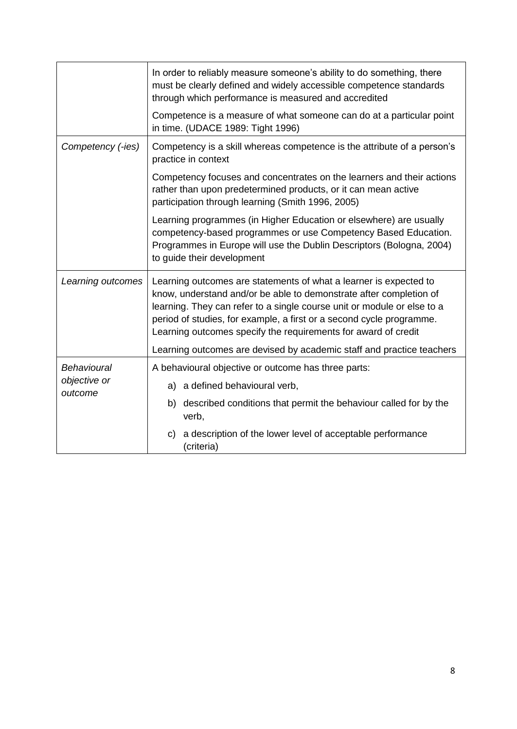| | |
|---|---|
| | In order to reliably measure someone's ability to do something, there must be clearly defined and widely accessible competence standards through which performance is measured and accredited<br><br>Competence is a measure of what someone can do at a particular point in time. (UDACE 1989: Tight 1996) |
| *Competency (-ies)* | Competency is a skill whereas competence is the attribute of a person's practice in context<br><br>Competency focuses and concentrates on the learners and their actions rather than upon predetermined products, or it can mean active participation through learning (Smith 1996, 2005)<br><br>Learning programmes (in Higher Education or elsewhere) are usually competency-based programmes or use Competency Based Education. Programmes in Europe will use the Dublin Descriptors (Bologna, 2004) to guide their development |
| *Learning outcomes* | Learning outcomes are statements of what a learner is expected to know, understand and/or be able to demonstrate after completion of learning. They can refer to a single course unit or module or else to a period of studies, for example, a first or a second cycle programme. Learning outcomes specify the requirements for award of credit<br><br>Learning outcomes are devised by academic staff and practice teachers |
| *Behavioural objective or outcome* | A behavioural objective or outcome has three parts:<br><br>a) a defined behavioural verb,<br><br>b) described conditions that permit the behaviour called for by the verb,<br><br>c) a description of the lower level of acceptable performance (criteria) |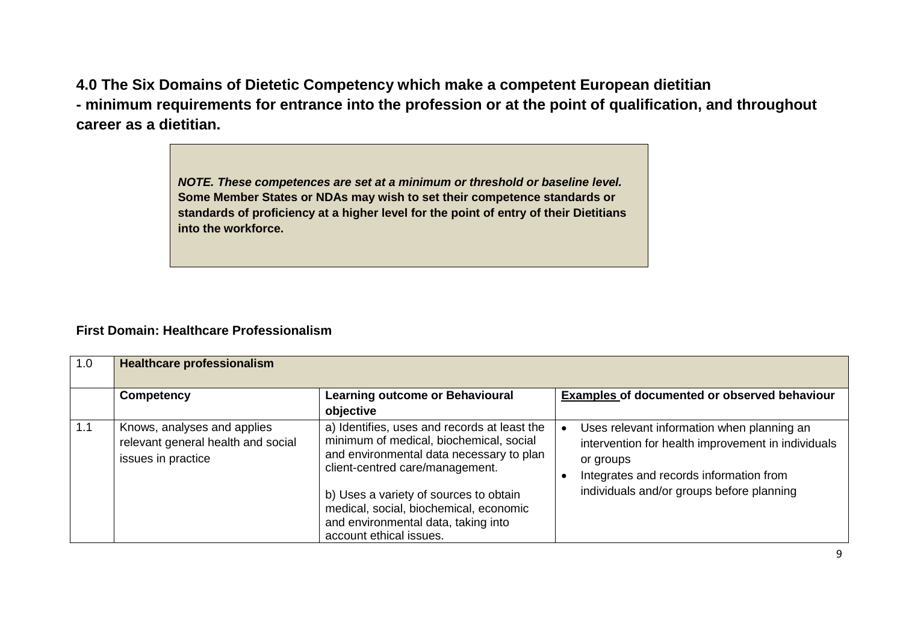## 4.0 The Six Domains of Dietetic Competency which make a competent European dietitian - minimum requirements for entrance into the profession or at the point of qualification, and throughout career as a dietitian.

> ***NOTE. These competences are set at a minimum or threshold or baseline level.*** **Some Member States or NDAs may wish to set their competence standards or standards of proficiency at a higher level for the point of entry of their Dietitians into the workforce.**

### First Domain: Healthcare Professionalism

| 1.0 | **Healthcare professionalism** | | |
|---|---|---|---|
| | **Competency** | **Learning outcome or Behavioural objective** | **Examples of documented or observed behaviour** |
| 1.1 | Knows, analyses and applies relevant general health and social issues in practice | a) Identifies, uses and records at least the minimum of medical, biochemical, social and environmental data necessary to plan client-centred care/management.<br><br>b) Uses a variety of sources to obtain medical, social, biochemical, economic and environmental data, taking into account ethical issues. | • Uses relevant information when planning an intervention for health improvement in individuals or groups<br>• Integrates and records information from individuals and/or groups before planning |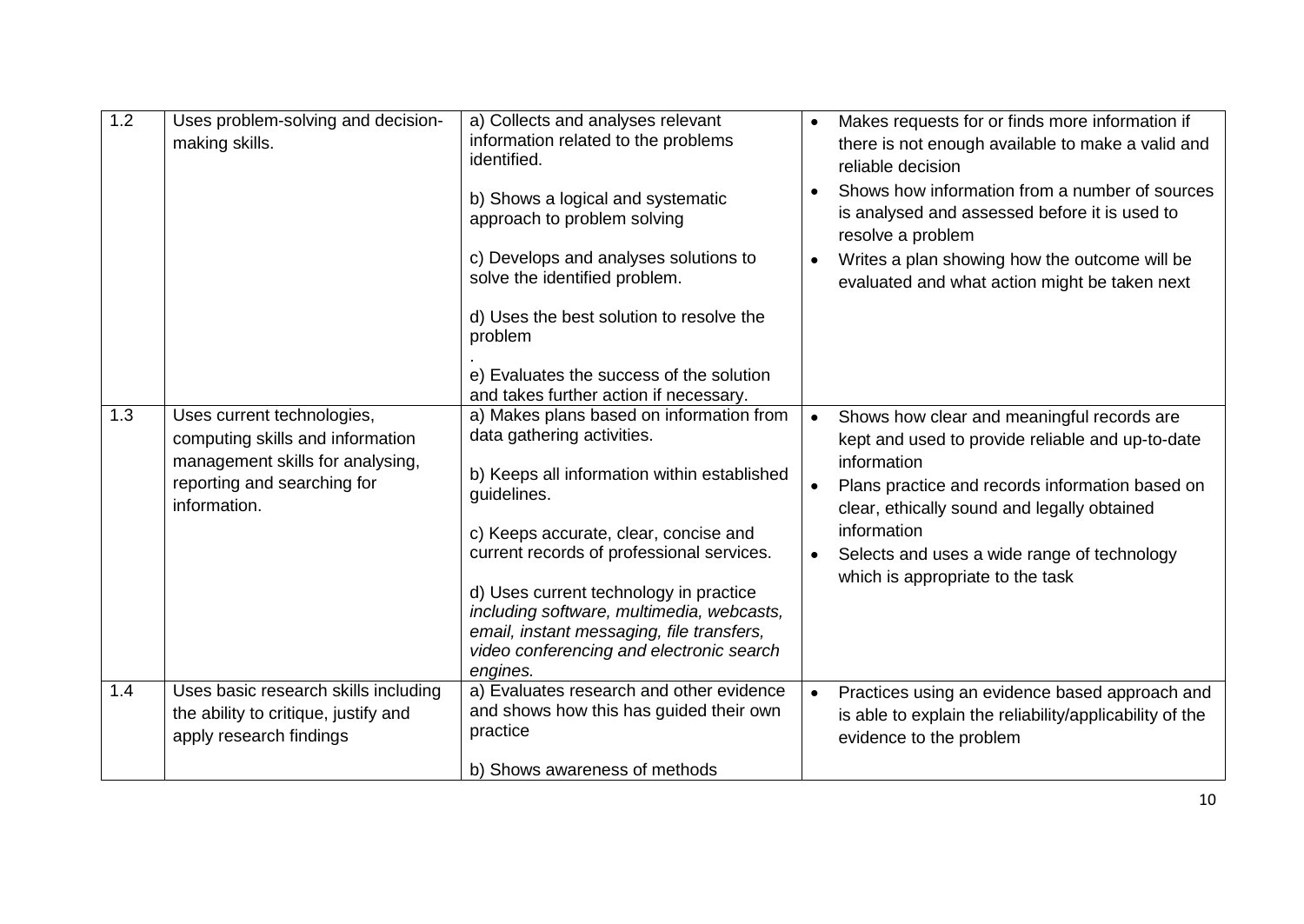| | | | |
|---|---|---|---|
| 1.2 | Uses problem-solving and decision-making skills. | a) Collects and analyses relevant information related to the problems identified.<br><br>b) Shows a logical and systematic approach to problem solving<br><br>c) Develops and analyses solutions to solve the identified problem.<br><br>d) Uses the best solution to resolve the problem<br>.<br>e) Evaluates the success of the solution and takes further action if necessary. | • Makes requests for or finds more information if there is not enough available to make a valid and reliable decision<br>• Shows how information from a number of sources is analysed and assessed before it is used to resolve a problem<br>• Writes a plan showing how the outcome will be evaluated and what action might be taken next |
| 1.3 | Uses current technologies, computing skills and information management skills for analysing, reporting and searching for information. | a) Makes plans based on information from data gathering activities.<br><br>b) Keeps all information within established guidelines.<br><br>c) Keeps accurate, clear, concise and current records of professional services.<br><br>d) Uses current technology in practice *including software, multimedia, webcasts, email, instant messaging, file transfers, video conferencing and electronic search engines.* | • Shows how clear and meaningful records are kept and used to provide reliable and up-to-date information<br>• Plans practice and records information based on clear, ethically sound and legally obtained information<br>• Selects and uses a wide range of technology which is appropriate to the task |
| 1.4 | Uses basic research skills including the ability to critique, justify and apply research findings | a) Evaluates research and other evidence and shows how this has guided their own practice<br><br>b) Shows awareness of methods | • Practices using an evidence based approach and is able to explain the reliability/applicability of the evidence to the problem |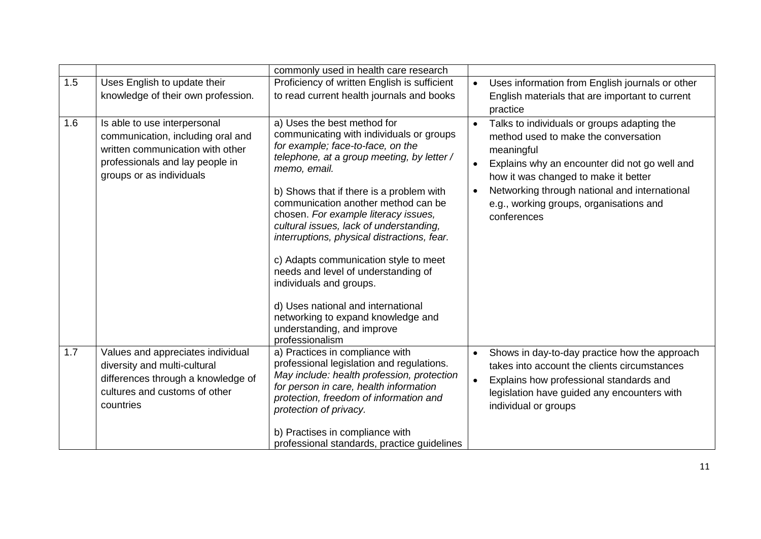| | | | |
|---|---|---|---|
| | | commonly used in health care research | |
| 1.5 | Uses English to update their knowledge of their own profession. | Proficiency of written English is sufficient to read current health journals and books | • Uses information from English journals or other English materials that are important to current practice |
| 1.6 | Is able to use interpersonal communication, including oral and written communication with other professionals and lay people in groups or as individuals | a) Uses the best method for communicating with individuals or groups *for example; face-to-face, on the telephone, at a group meeting, by letter / memo, email.*<br><br>b) Shows that if there is a problem with communication another method can be chosen. *For example literacy issues, cultural issues, lack of understanding, interruptions, physical distractions, fear.*<br><br>c) Adapts communication style to meet needs and level of understanding of individuals and groups.<br><br>d) Uses national and international networking to expand knowledge and understanding, and improve professionalism | • Talks to individuals or groups adapting the method used to make the conversation meaningful<br>• Explains why an encounter did not go well and how it was changed to make it better<br>• Networking through national and international e.g., working groups, organisations and conferences |
| 1.7 | Values and appreciates individual diversity and multi-cultural differences through a knowledge of cultures and customs of other countries | a) Practices in compliance with professional legislation and regulations. *May include: health profession, protection for person in care, health information protection, freedom of information and protection of privacy.*<br><br>b) Practises in compliance with professional standards, practice guidelines | • Shows in day-to-day practice how the approach takes into account the clients circumstances<br>• Explains how professional standards and legislation have guided any encounters with individual or groups |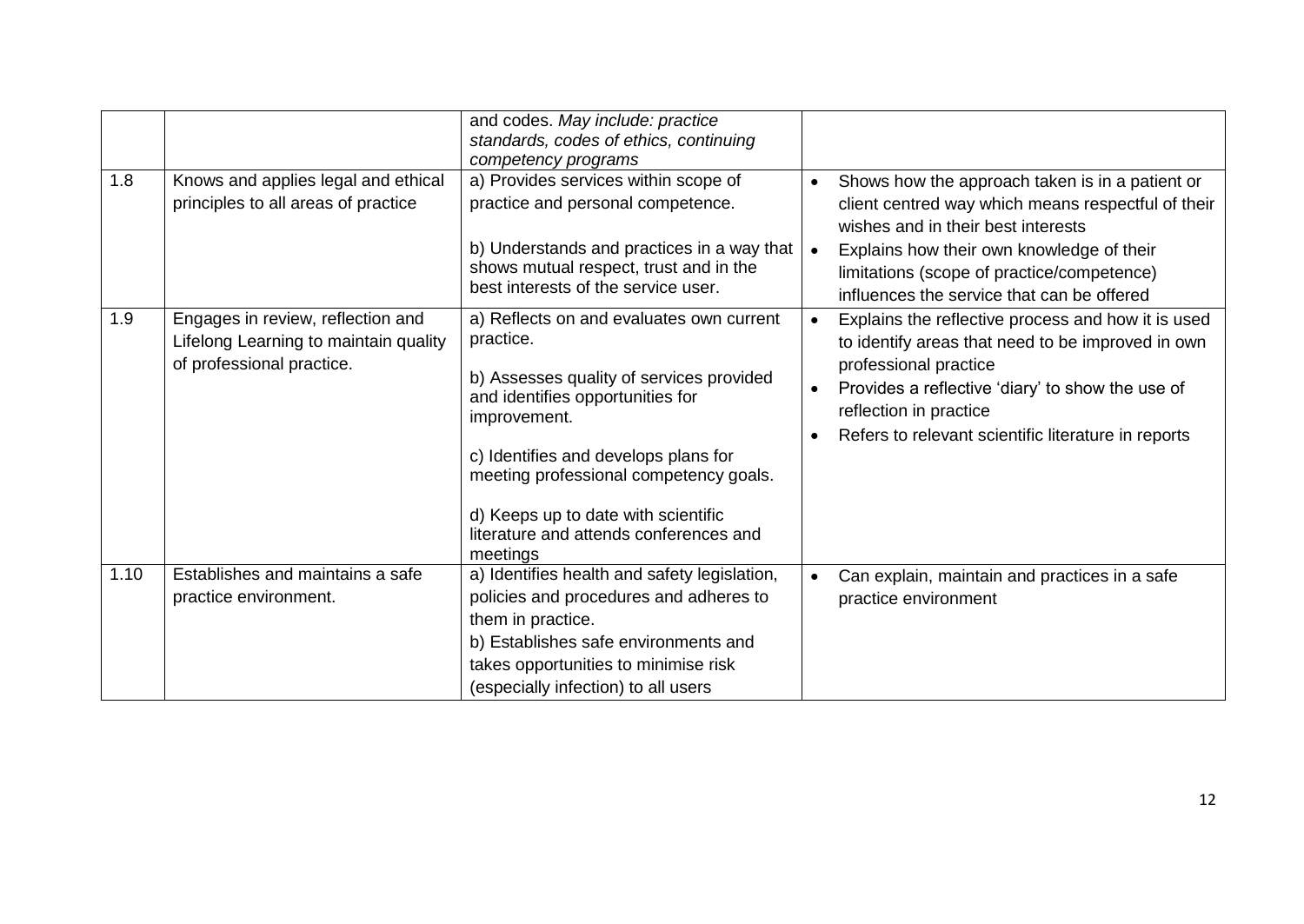| | | | |
|---|---|---|---|
| | | and codes. *May include: practice standards, codes of ethics, continuing competency programs* | |
| 1.8 | Knows and applies legal and ethical principles to all areas of practice | a) Provides services within scope of practice and personal competence.<br><br>b) Understands and practices in a way that shows mutual respect, trust and in the best interests of the service user. | • Shows how the approach taken is in a patient or client centred way which means respectful of their wishes and in their best interests<br>• Explains how their own knowledge of their limitations (scope of practice/competence) influences the service that can be offered |
| 1.9 | Engages in review, reflection and Lifelong Learning to maintain quality of professional practice. | a) Reflects on and evaluates own current practice.<br><br>b) Assesses quality of services provided and identifies opportunities for improvement.<br><br>c) Identifies and develops plans for meeting professional competency goals.<br><br>d) Keeps up to date with scientific literature and attends conferences and meetings | • Explains the reflective process and how it is used to identify areas that need to be improved in own professional practice<br>• Provides a reflective 'diary' to show the use of reflection in practice<br>• Refers to relevant scientific literature in reports |
| 1.10 | Establishes and maintains a safe practice environment. | a) Identifies health and safety legislation, policies and procedures and adheres to them in practice.<br>b) Establishes safe environments and takes opportunities to minimise risk (especially infection) to all users | • Can explain, maintain and practices in a safe practice environment |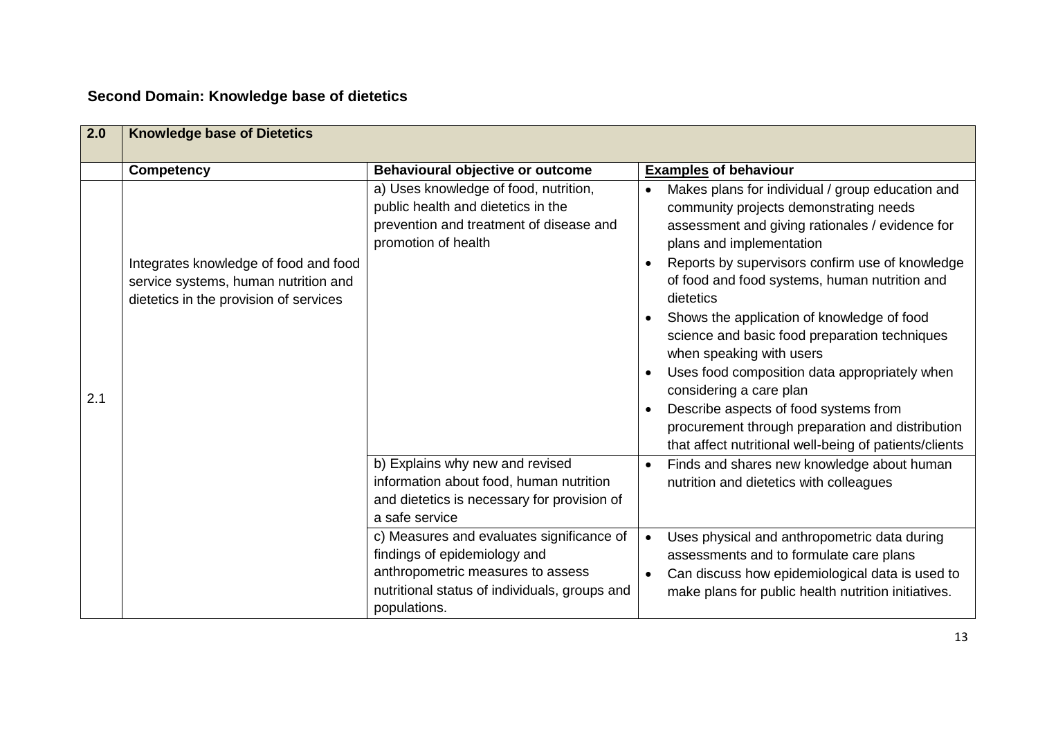**Second Domain: Knowledge base of dietetics**

| **2.0** | **Knowledge base of Dietetics** | | |
|---|---|---|---|
| | **Competency** | **Behavioural objective or outcome** | **Examples of behaviour** |
| 2.1 | Integrates knowledge of food and food service systems, human nutrition and dietetics in the provision of services | a) Uses knowledge of food, nutrition, public health and dietetics in the prevention and treatment of disease and promotion of health | • Makes plans for individual / group education and community projects demonstrating needs assessment and giving rationales / evidence for plans and implementation<br>• Reports by supervisors confirm use of knowledge of food and food systems, human nutrition and dietetics<br>• Shows the application of knowledge of food science and basic food preparation techniques when speaking with users<br>• Uses food composition data appropriately when considering a care plan<br>• Describe aspects of food systems from procurement through preparation and distribution that affect nutritional well-being of patients/clients |
| | | b) Explains why new and revised information about food, human nutrition and dietetics is necessary for provision of a safe service | • Finds and shares new knowledge about human nutrition and dietetics with colleagues |
| | | c) Measures and evaluates significance of findings of epidemiology and anthropometric measures to assess nutritional status of individuals, groups and populations. | • Uses physical and anthropometric data during assessments and to formulate care plans<br>• Can discuss how epidemiological data is used to make plans for public health nutrition initiatives. |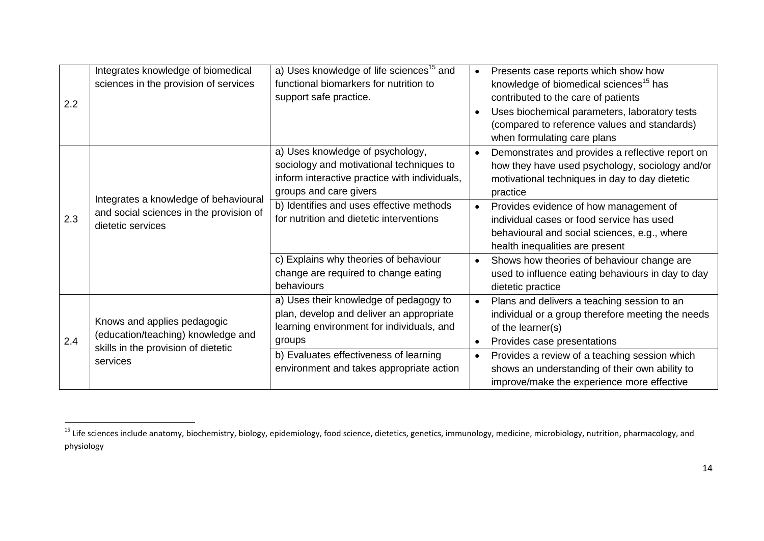| | | | |
|---|---|---|---|
| 2.2 | Integrates knowledge of biomedical sciences in the provision of services | a) Uses knowledge of life sciences[15] and functional biomarkers for nutrition to support safe practice. | • Presents case reports which show how knowledge of biomedical sciences[15] has contributed to the care of patients<br>• Uses biochemical parameters, laboratory tests (compared to reference values and standards) when formulating care plans |
| 2.3 | Integrates a knowledge of behavioural and social sciences in the provision of dietetic services | a) Uses knowledge of psychology, sociology and motivational techniques to inform interactive practice with individuals, groups and care givers | • Demonstrates and provides a reflective report on how they have used psychology, sociology and/or motivational techniques in day to day dietetic practice |
| | | b) Identifies and uses effective methods for nutrition and dietetic interventions | • Provides evidence of how management of individual cases or food service has used behavioural and social sciences, e.g., where health inequalities are present |
| | | c) Explains why theories of behaviour change are required to change eating behaviours | • Shows how theories of behaviour change are used to influence eating behaviours in day to day dietetic practice |
| 2.4 | Knows and applies pedagogic (education/teaching) knowledge and skills in the provision of dietetic services | a) Uses their knowledge of pedagogy to plan, develop and deliver an appropriate learning environment for individuals, and groups | • Plans and delivers a teaching session to an individual or a group therefore meeting the needs of the learner(s)<br>• Provides case presentations |
| | | b) Evaluates effectiveness of learning environment and takes appropriate action | • Provides a review of a teaching session which shows an understanding of their own ability to improve/make the experience more effective |

[15] Life sciences include anatomy, biochemistry, biology, epidemiology, food science, dietetics, genetics, immunology, medicine, microbiology, nutrition, pharmacology, and physiology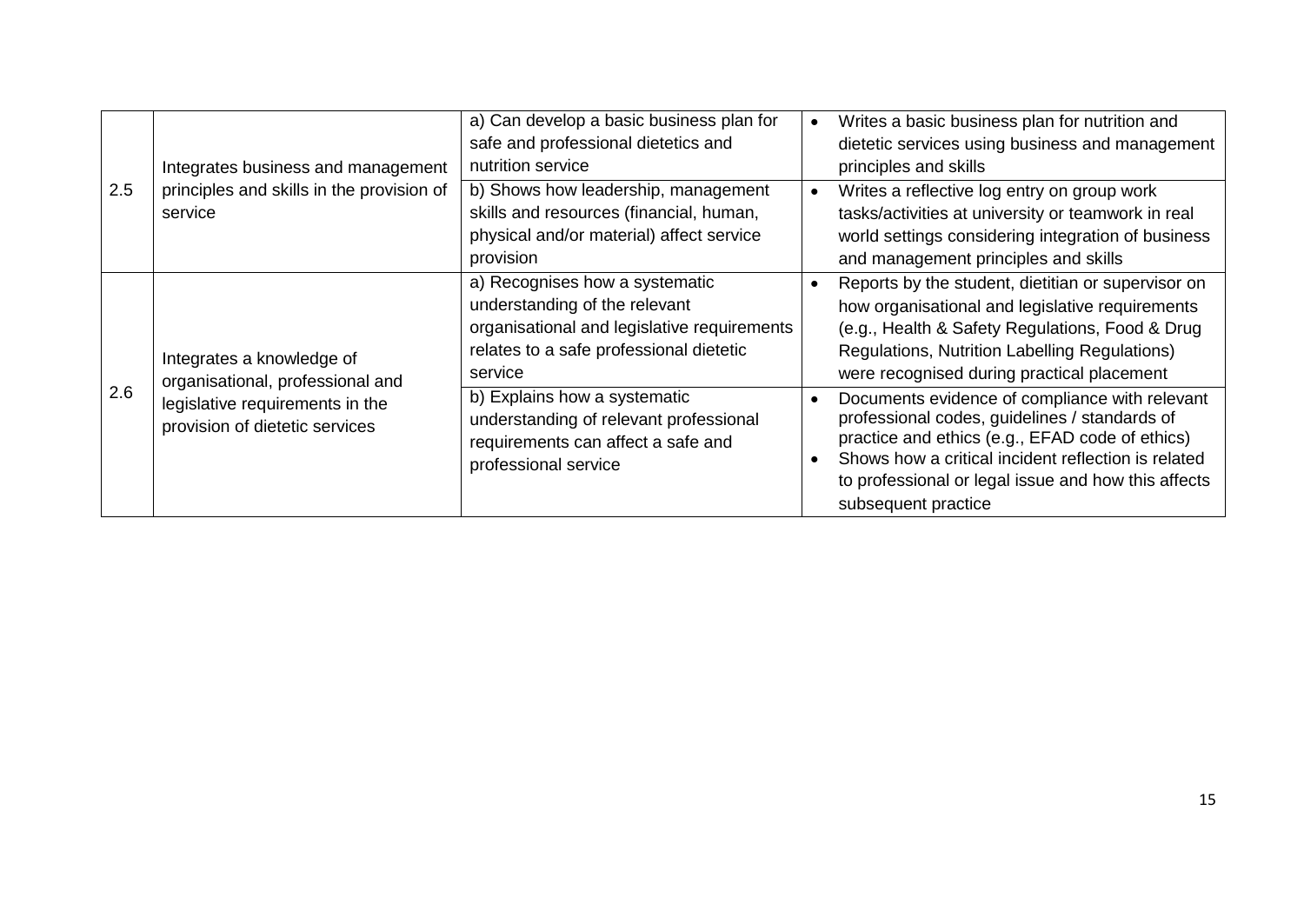| | | | |
|---|---|---|---|
| 2.5 | Integrates business and management principles and skills in the provision of service | a) Can develop a basic business plan for safe and professional dietetics and nutrition service | • Writes a basic business plan for nutrition and dietetic services using business and management principles and skills |
| | | b) Shows how leadership, management skills and resources (financial, human, physical and/or material) affect service provision | • Writes a reflective log entry on group work tasks/activities at university or teamwork in real world settings considering integration of business and management principles and skills |
| 2.6 | Integrates a knowledge of organisational, professional and legislative requirements in the provision of dietetic services | a) Recognises how a systematic understanding of the relevant organisational and legislative requirements relates to a safe professional dietetic service | • Reports by the student, dietitian or supervisor on how organisational and legislative requirements (e.g., Health & Safety Regulations, Food & Drug Regulations, Nutrition Labelling Regulations) were recognised during practical placement |
| | | b) Explains how a systematic understanding of relevant professional requirements can affect a safe and professional service | • Documents evidence of compliance with relevant professional codes, guidelines / standards of practice and ethics (e.g., EFAD code of ethics)<br>• Shows how a critical incident reflection is related to professional or legal issue and how this affects subsequent practice |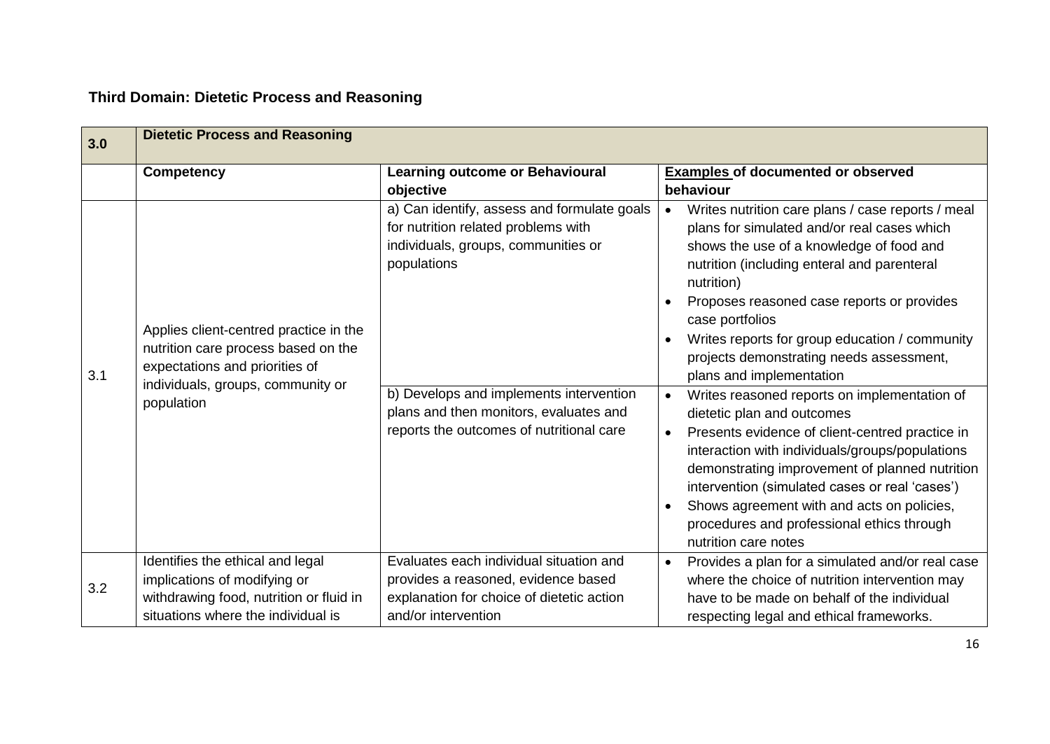**Third Domain: Dietetic Process and Reasoning**

| 3.0 | Dietetic Process and Reasoning | | |
|---|---|---|---|
| | **Competency** | **Learning outcome or Behavioural objective** | **Examples of documented or observed behaviour** |
| 3.1 | Applies client-centred practice in the nutrition care process based on the expectations and priorities of individuals, groups, community or population | a) Can identify, assess and formulate goals for nutrition related problems with individuals, groups, communities or populations | • Writes nutrition care plans / case reports / meal plans for simulated and/or real cases which shows the use of a knowledge of food and nutrition (including enteral and parenteral nutrition)<br>• Proposes reasoned case reports or provides case portfolios<br>• Writes reports for group education / community projects demonstrating needs assessment, plans and implementation |
| | | b) Develops and implements intervention plans and then monitors, evaluates and reports the outcomes of nutritional care | • Writes reasoned reports on implementation of dietetic plan and outcomes<br>• Presents evidence of client-centred practice in interaction with individuals/groups/populations demonstrating improvement of planned nutrition intervention (simulated cases or real 'cases')<br>• Shows agreement with and acts on policies, procedures and professional ethics through nutrition care notes |
| 3.2 | Identifies the ethical and legal implications of modifying or withdrawing food, nutrition or fluid in situations where the individual is | Evaluates each individual situation and provides a reasoned, evidence based explanation for choice of dietetic action and/or intervention | • Provides a plan for a simulated and/or real case where the choice of nutrition intervention may have to be made on behalf of the individual respecting legal and ethical frameworks. |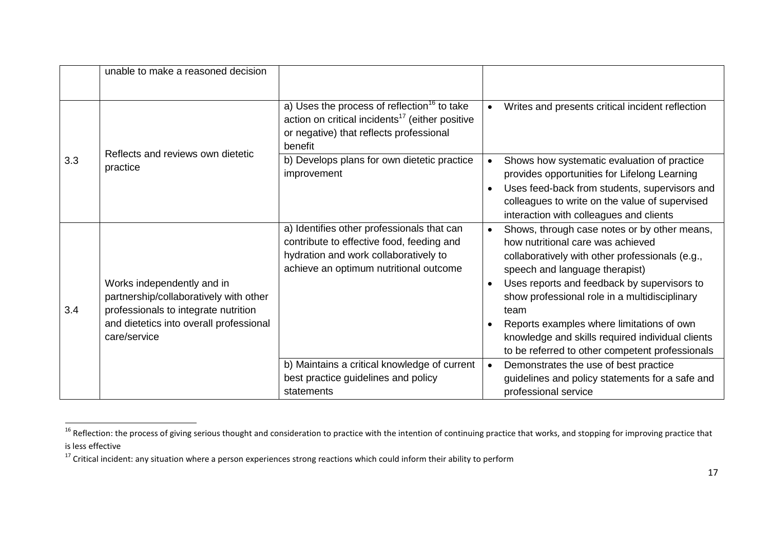| | | | |
|---|---|---|---|
| | unable to make a reasoned decision | | |
| 3.3 | Reflects and reviews own dietetic practice | a) Uses the process of reflection[16] to take action on critical incidents[17] (either positive or negative) that reflects professional benefit | • Writes and presents critical incident reflection |
| | | b) Develops plans for own dietetic practice improvement | • Shows how systematic evaluation of practice provides opportunities for Lifelong Learning<br>• Uses feed-back from students, supervisors and colleagues to write on the value of supervised interaction with colleagues and clients |
| 3.4 | Works independently and in partnership/collaboratively with other professionals to integrate nutrition and dietetics into overall professional care/service | a) Identifies other professionals that can contribute to effective food, feeding and hydration and work collaboratively to achieve an optimum nutritional outcome | • Shows, through case notes or by other means, how nutritional care was achieved collaboratively with other professionals (e.g., speech and language therapist)<br>• Uses reports and feedback by supervisors to show professional role in a multidisciplinary team<br>• Reports examples where limitations of own knowledge and skills required individual clients to be referred to other competent professionals |
| | | b) Maintains a critical knowledge of current best practice guidelines and policy statements | • Demonstrates the use of best practice guidelines and policy statements for a safe and professional service |

[16] Reflection: the process of giving serious thought and consideration to practice with the intention of continuing practice that works, and stopping for improving practice that is less effective

[17] Critical incident: any situation where a person experiences strong reactions which could inform their ability to perform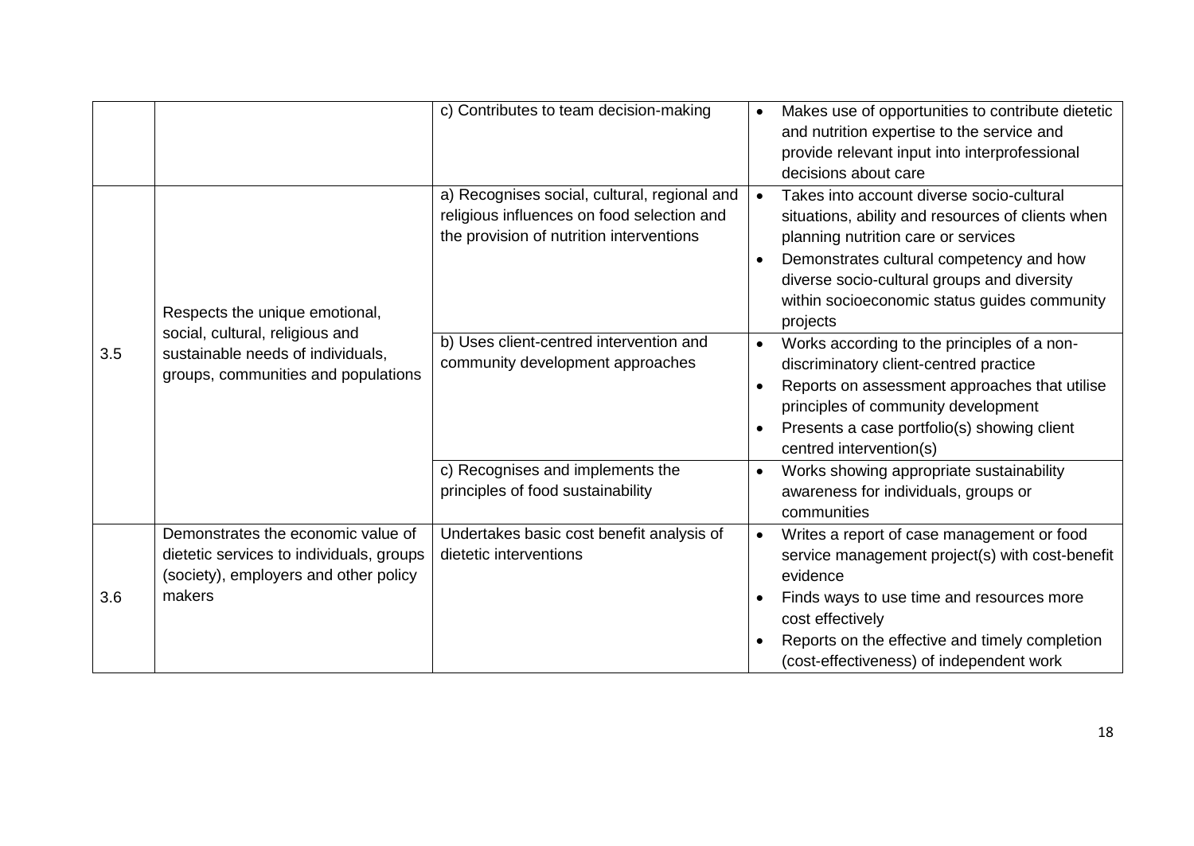| | | c) Contributes to team decision-making | • Makes use of opportunities to contribute dietetic and nutrition expertise to the service and provide relevant input into interprofessional decisions about care |
|---|---|---|---|
| 3.5 | Respects the unique emotional, social, cultural, religious and sustainable needs of individuals, groups, communities and populations | a) Recognises social, cultural, regional and religious influences on food selection and the provision of nutrition interventions | • Takes into account diverse socio-cultural situations, ability and resources of clients when planning nutrition care or services<br>• Demonstrates cultural competency and how diverse socio-cultural groups and diversity within socioeconomic status guides community projects |
| | | b) Uses client-centred intervention and community development approaches | • Works according to the principles of a non-discriminatory client-centred practice<br>• Reports on assessment approaches that utilise principles of community development<br>• Presents a case portfolio(s) showing client centred intervention(s) |
| | | c) Recognises and implements the principles of food sustainability | • Works showing appropriate sustainability awareness for individuals, groups or communities |
| 3.6 | Demonstrates the economic value of dietetic services to individuals, groups (society), employers and other policy makers | Undertakes basic cost benefit analysis of dietetic interventions | • Writes a report of case management or food service management project(s) with cost-benefit evidence<br>• Finds ways to use time and resources more cost effectively<br>• Reports on the effective and timely completion (cost-effectiveness) of independent work |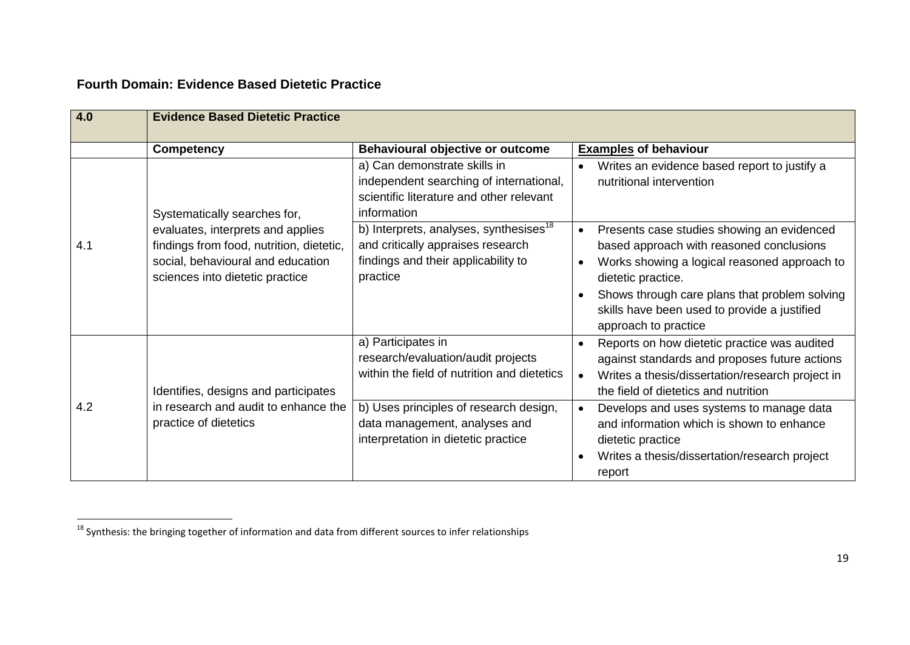**Fourth Domain: Evidence Based Dietetic Practice**

| **4.0** | **Evidence Based Dietetic Practice** | | |
|---|---|---|---|
| | **Competency** | **Behavioural objective or outcome** | **Examples of behaviour** |
| 4.1 | Systematically searches for, evaluates, interprets and applies findings from food, nutrition, dietetic, social, behavioural and education sciences into dietetic practice | a) Can demonstrate skills in independent searching of international, scientific literature and other relevant information | • Writes an evidence based report to justify a nutritional intervention |
| | | b) Interprets, analyses, synthesises[18] and critically appraises research findings and their applicability to practice | • Presents case studies showing an evidenced based approach with reasoned conclusions<br>• Works showing a logical reasoned approach to dietetic practice.<br>• Shows through care plans that problem solving skills have been used to provide a justified approach to practice |
| 4.2 | Identifies, designs and participates in research and audit to enhance the practice of dietetics | a) Participates in research/evaluation/audit projects within the field of nutrition and dietetics | • Reports on how dietetic practice was audited against standards and proposes future actions<br>• Writes a thesis/dissertation/research project in the field of dietetics and nutrition |
| | | b) Uses principles of research design, data management, analyses and interpretation in dietetic practice | • Develops and uses systems to manage data and information which is shown to enhance dietetic practice<br>• Writes a thesis/dissertation/research project report |

[18] Synthesis: the bringing together of information and data from different sources to infer relationships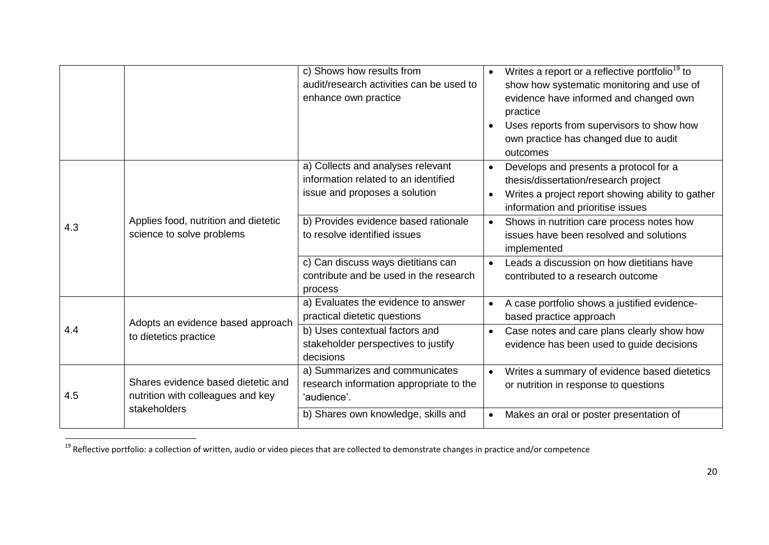| | | | |
|---|---|---|---|
| | | c) Shows how results from audit/research activities can be used to enhance own practice | • Writes a report or a reflective portfolio[19] to show how systematic monitoring and use of evidence have informed and changed own practice<br>• Uses reports from supervisors to show how own practice has changed due to audit outcomes |
| 4.3 | Applies food, nutrition and dietetic science to solve problems | a) Collects and analyses relevant information related to an identified issue and proposes a solution | • Develops and presents a protocol for a thesis/dissertation/research project<br>• Writes a project report showing ability to gather information and prioritise issues |
| | | b) Provides evidence based rationale to resolve identified issues | • Shows in nutrition care process notes how issues have been resolved and solutions implemented |
| | | c) Can discuss ways dietitians can contribute and be used in the research process | • Leads a discussion on how dietitians have contributed to a research outcome |
| 4.4 | Adopts an evidence based approach to dietetics practice | a) Evaluates the evidence to answer practical dietetic questions | • A case portfolio shows a justified evidence-based practice approach |
| | | b) Uses contextual factors and stakeholder perspectives to justify decisions | • Case notes and care plans clearly show how evidence has been used to guide decisions |
| 4.5 | Shares evidence based dietetic and nutrition with colleagues and key stakeholders | a) Summarizes and communicates research information appropriate to the 'audience'. | • Writes a summary of evidence based dietetics or nutrition in response to questions |
| | | b) Shares own knowledge, skills and | • Makes an oral or poster presentation of |

[19] Reflective portfolio: a collection of written, audio or video pieces that are collected to demonstrate changes in practice and/or competence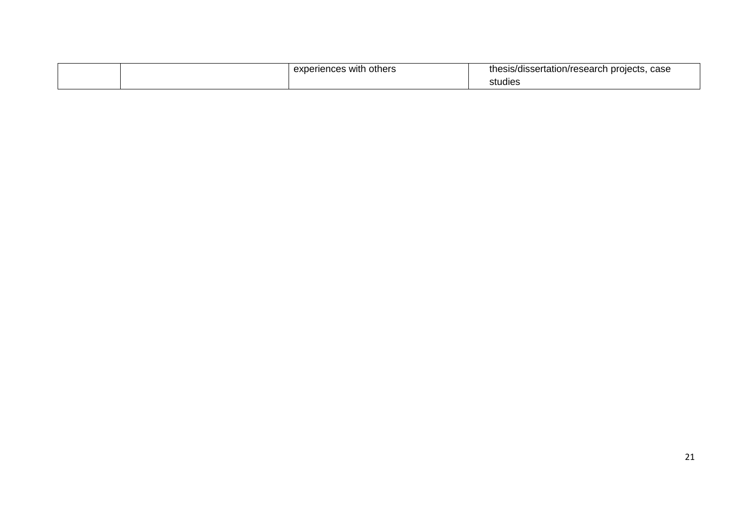| | | | |
|---|---|---|---|
| | | experiences with others | thesis/dissertation/research projects, case studies |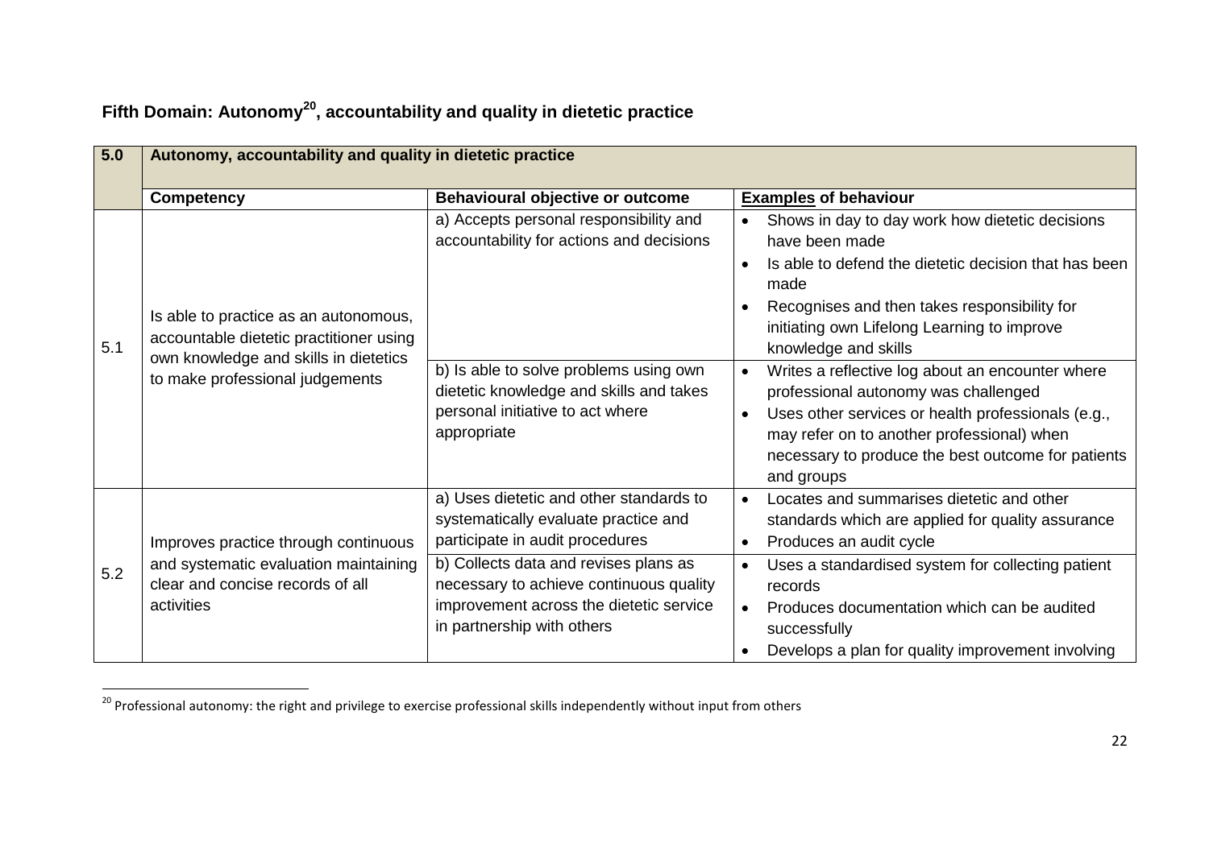## Fifth Domain: Autonomy[20], accountability and quality in dietetic practice

| 5.0 | Autonomy, accountability and quality in dietetic practice | | |
|---|---|---|---|
| | **Competency** | **Behavioural objective or outcome** | **Examples of behaviour** |
| 5.1 | Is able to practice as an autonomous, accountable dietetic practitioner using own knowledge and skills in dietetics to make professional judgements | a) Accepts personal responsibility and accountability for actions and decisions | • Shows in day to day work how dietetic decisions have been made<br>• Is able to defend the dietetic decision that has been made<br>• Recognises and then takes responsibility for initiating own Lifelong Learning to improve knowledge and skills |
| | | b) Is able to solve problems using own dietetic knowledge and skills and takes personal initiative to act where appropriate | • Writes a reflective log about an encounter where professional autonomy was challenged<br>• Uses other services or health professionals (e.g., may refer on to another professional) when necessary to produce the best outcome for patients and groups |
| 5.2 | Improves practice through continuous and systematic evaluation maintaining clear and concise records of all activities | a) Uses dietetic and other standards to systematically evaluate practice and participate in audit procedures | • Locates and summarises dietetic and other standards which are applied for quality assurance<br>• Produces an audit cycle |
| | | b) Collects data and revises plans as necessary to achieve continuous quality improvement across the dietetic service in partnership with others | • Uses a standardised system for collecting patient records<br>• Produces documentation which can be audited successfully<br>• Develops a plan for quality improvement involving |

[20] Professional autonomy: the right and privilege to exercise professional skills independently without input from others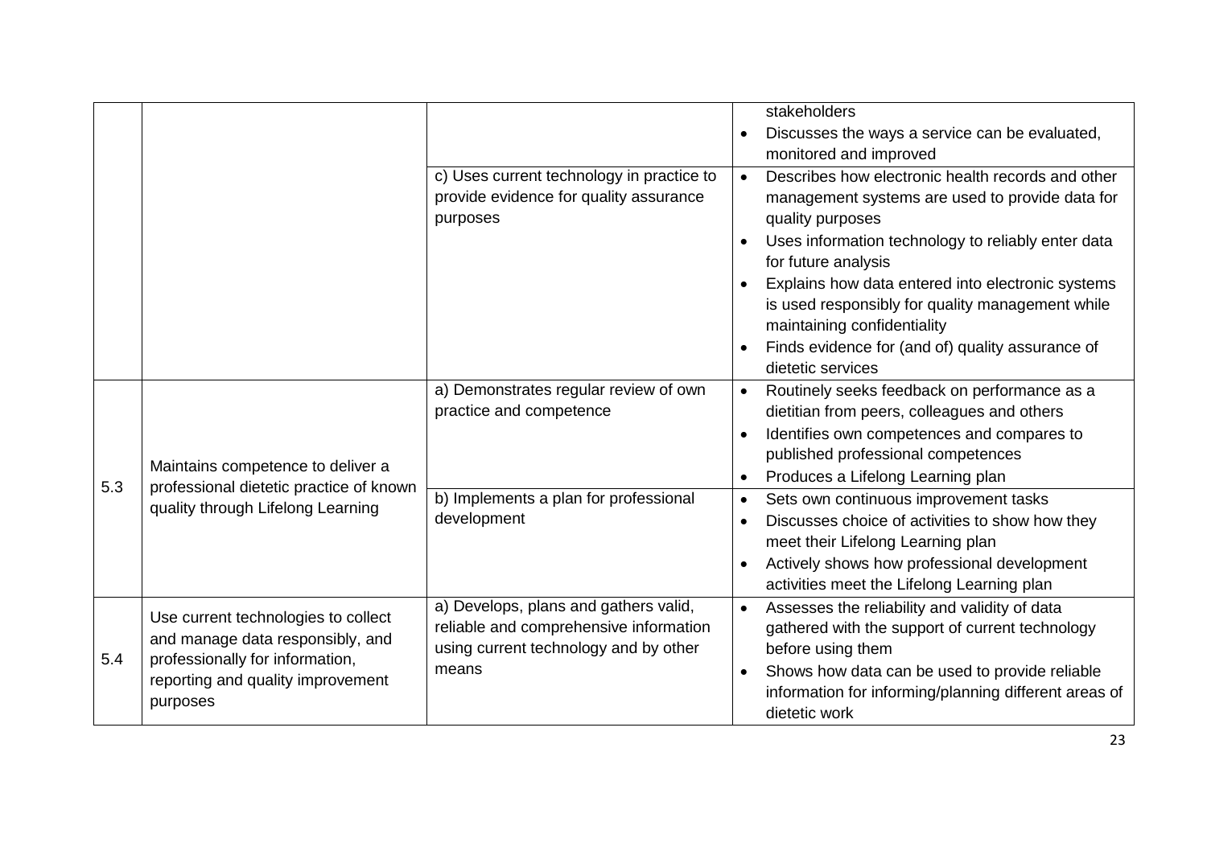| | | | |
|---|---|---|---|
| | | | stakeholders<br>• Discusses the ways a service can be evaluated, monitored and improved |
| | | c) Uses current technology in practice to provide evidence for quality assurance purposes | • Describes how electronic health records and other management systems are used to provide data for quality purposes<br>• Uses information technology to reliably enter data for future analysis<br>• Explains how data entered into electronic systems is used responsibly for quality management while maintaining confidentiality<br>• Finds evidence for (and of) quality assurance of dietetic services |
| 5.3 | Maintains competence to deliver a professional dietetic practice of known quality through Lifelong Learning | a) Demonstrates regular review of own practice and competence | • Routinely seeks feedback on performance as a dietitian from peers, colleagues and others<br>• Identifies own competences and compares to published professional competences<br>• Produces a Lifelong Learning plan |
| | | b) Implements a plan for professional development | • Sets own continuous improvement tasks<br>• Discusses choice of activities to show how they meet their Lifelong Learning plan<br>• Actively shows how professional development activities meet the Lifelong Learning plan |
| 5.4 | Use current technologies to collect and manage data responsibly, and professionally for information, reporting and quality improvement purposes | a) Develops, plans and gathers valid, reliable and comprehensive information using current technology and by other means | • Assesses the reliability and validity of data gathered with the support of current technology before using them<br>• Shows how data can be used to provide reliable information for informing/planning different areas of dietetic work |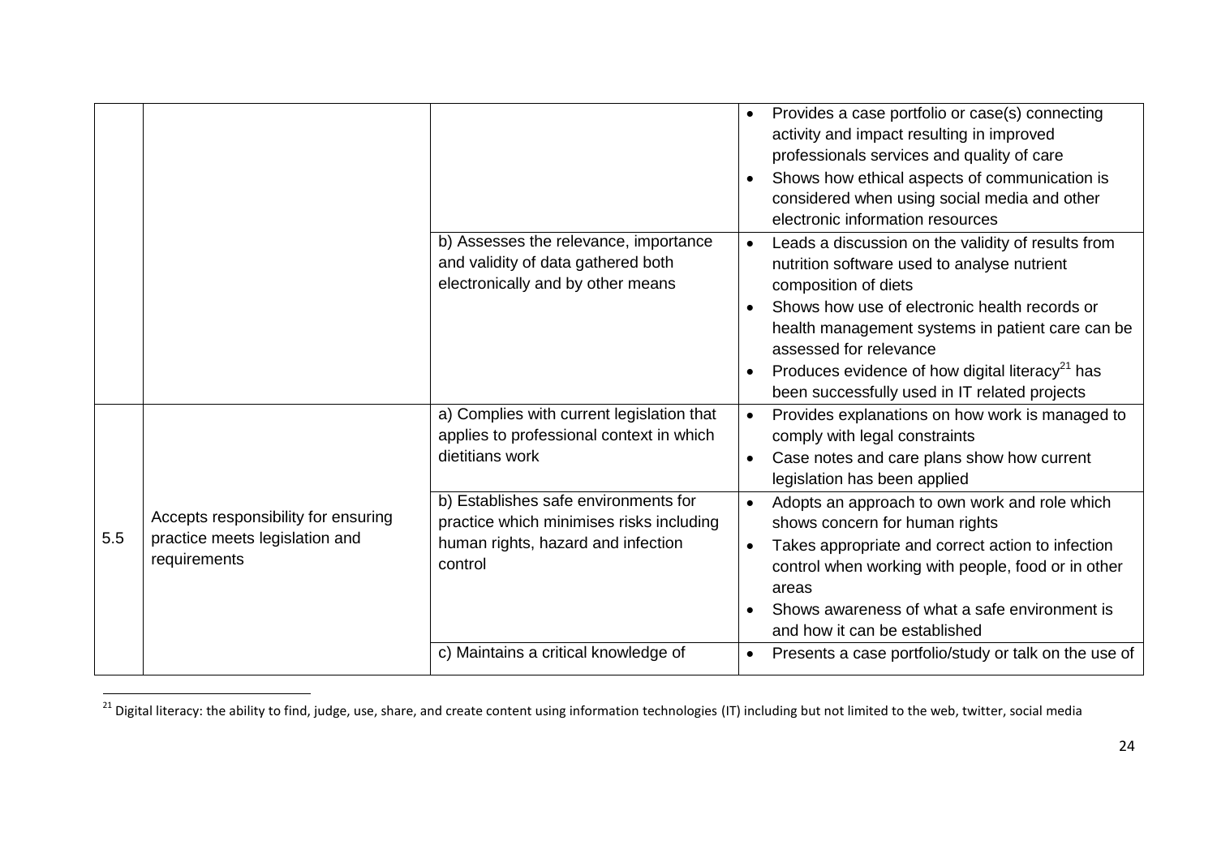| | | | |
|---|---|---|---|
| | | | • Provides a case portfolio or case(s) connecting activity and impact resulting in improved professionals services and quality of care<br>• Shows how ethical aspects of communication is considered when using social media and other electronic information resources |
| | | b) Assesses the relevance, importance and validity of data gathered both electronically and by other means | • Leads a discussion on the validity of results from nutrition software used to analyse nutrient composition of diets<br>• Shows how use of electronic health records or health management systems in patient care can be assessed for relevance<br>• Produces evidence of how digital literacy[21] has been successfully used in IT related projects |
| 5.5 | Accepts responsibility for ensuring practice meets legislation and requirements | a) Complies with current legislation that applies to professional context in which dietitians work | • Provides explanations on how work is managed to comply with legal constraints<br>• Case notes and care plans show how current legislation has been applied |
| | | b) Establishes safe environments for practice which minimises risks including human rights, hazard and infection control | • Adopts an approach to own work and role which shows concern for human rights<br>• Takes appropriate and correct action to infection control when working with people, food or in other areas<br>• Shows awareness of what a safe environment is and how it can be established |
| | | c) Maintains a critical knowledge of | • Presents a case portfolio/study or talk on the use of |

[21] Digital literacy: the ability to find, judge, use, share, and create content using information technologies (IT) including but not limited to the web, twitter, social media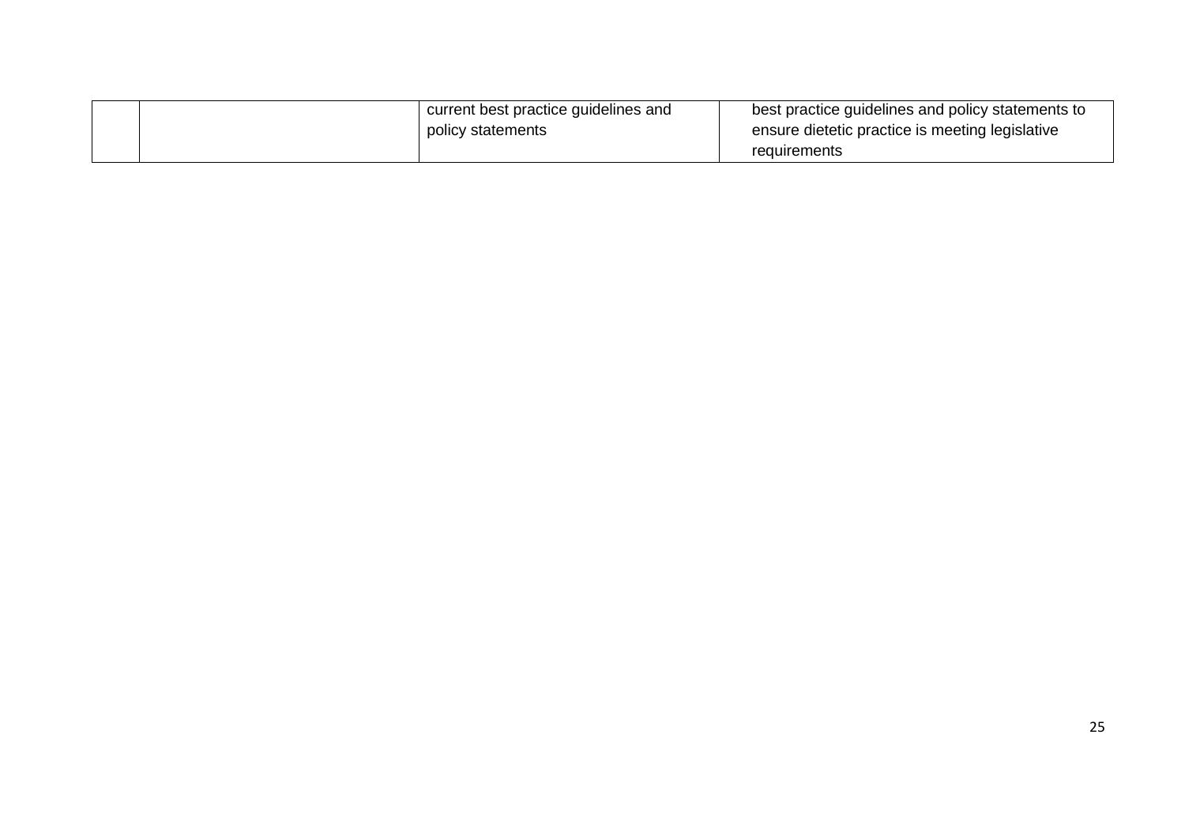| | | current best practice guidelines and policy statements | best practice guidelines and policy statements to ensure dietetic practice is meeting legislative requirements |
|---|---|---|---|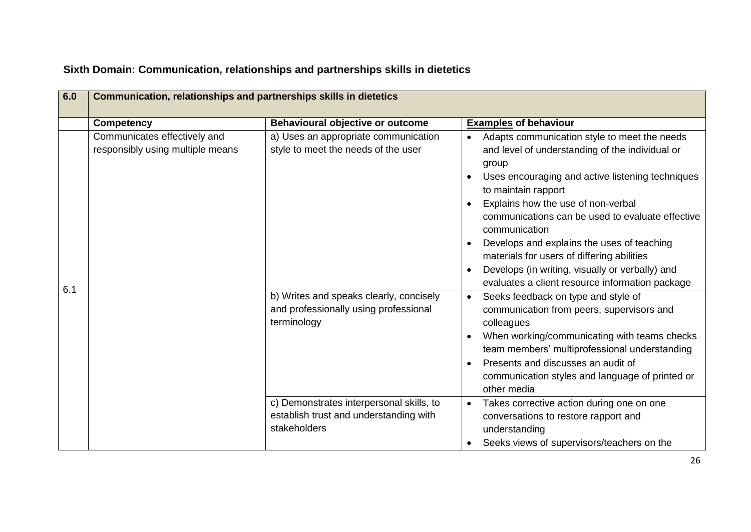**Sixth Domain: Communication, relationships and partnerships skills in dietetics**

| 6.0 | Communication, relationships and partnerships skills in dietetics | | |
|---|---|---|---|
| | **Competency** | **Behavioural objective or outcome** | **Examples of behaviour** |
| 6.1 | Communicates effectively and responsibly using multiple means | a) Uses an appropriate communication style to meet the needs of the user | • Adapts communication style to meet the needs and level of understanding of the individual or group<br>• Uses encouraging and active listening techniques to maintain rapport<br>• Explains how the use of non-verbal communications can be used to evaluate effective communication<br>• Develops and explains the uses of teaching materials for users of differing abilities<br>• Develops (in writing, visually or verbally) and evaluates a client resource information package |
| | | b) Writes and speaks clearly, concisely and professionally using professional terminology | • Seeks feedback on type and style of communication from peers, supervisors and colleagues<br>• When working/communicating with teams checks team members' multiprofessional understanding<br>• Presents and discusses an audit of communication styles and language of printed or other media |
| | | c) Demonstrates interpersonal skills, to establish trust and understanding with stakeholders | • Takes corrective action during one on one conversations to restore rapport and understanding<br>• Seeks views of supervisors/teachers on the |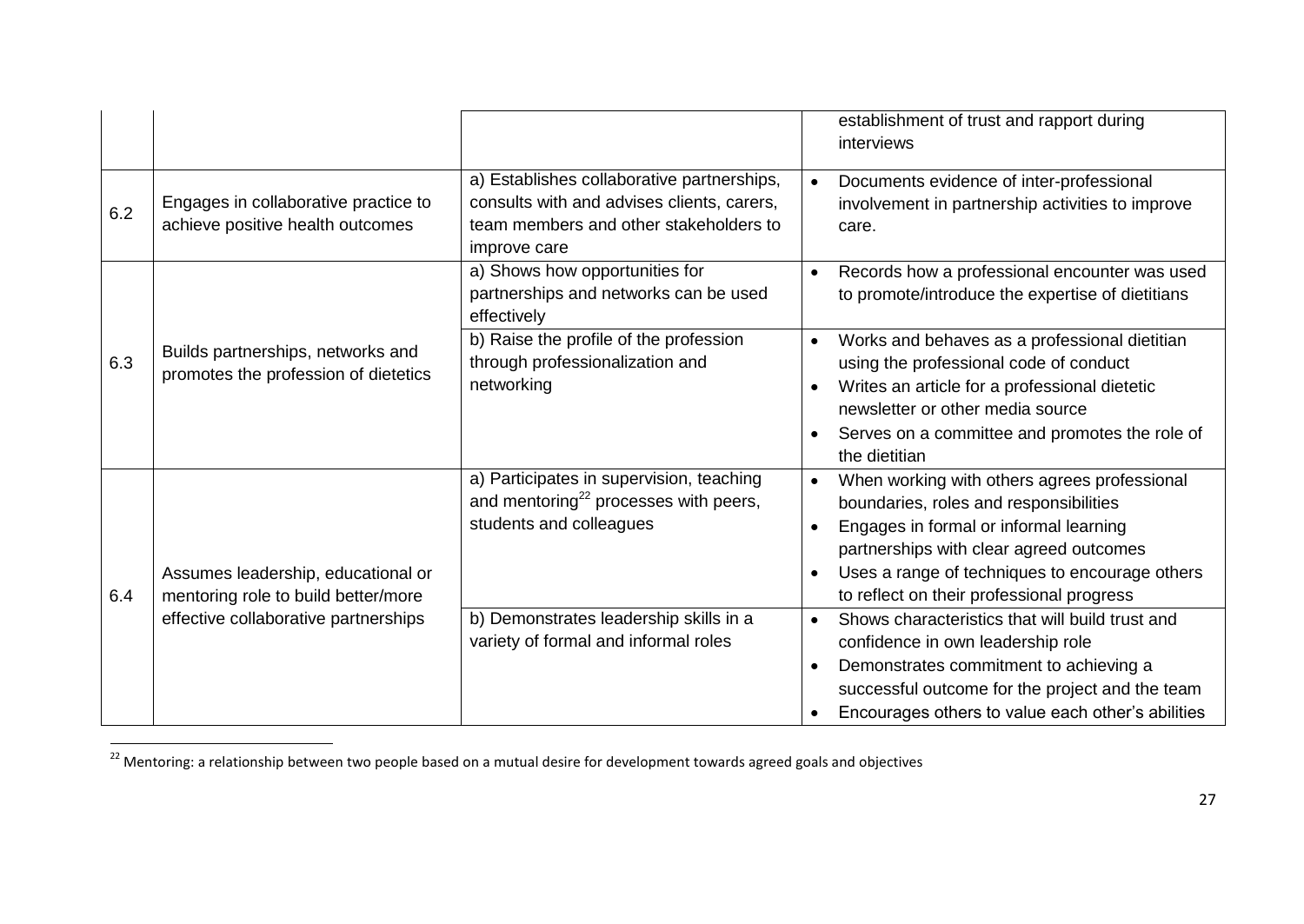| | | | |
|---|---|---|---|
| | | | establishment of trust and rapport during interviews |
| 6.2 | Engages in collaborative practice to achieve positive health outcomes | a) Establishes collaborative partnerships, consults with and advises clients, carers, team members and other stakeholders to improve care | • Documents evidence of inter-professional involvement in partnership activities to improve care. |
| 6.3 | Builds partnerships, networks and promotes the profession of dietetics | a) Shows how opportunities for partnerships and networks can be used effectively | • Records how a professional encounter was used to promote/introduce the expertise of dietitians |
| | | b) Raise the profile of the profession through professionalization and networking | • Works and behaves as a professional dietitian using the professional code of conduct<br>• Writes an article for a professional dietetic newsletter or other media source<br>• Serves on a committee and promotes the role of the dietitian |
| 6.4 | Assumes leadership, educational or mentoring role to build better/more effective collaborative partnerships | a) Participates in supervision, teaching and mentoring[22] processes with peers, students and colleagues | • When working with others agrees professional boundaries, roles and responsibilities<br>• Engages in formal or informal learning partnerships with clear agreed outcomes<br>• Uses a range of techniques to encourage others to reflect on their professional progress |
| | | b) Demonstrates leadership skills in a variety of formal and informal roles | • Shows characteristics that will build trust and confidence in own leadership role<br>• Demonstrates commitment to achieving a successful outcome for the project and the team<br>• Encourages others to value each other's abilities |

[22] Mentoring: a relationship between two people based on a mutual desire for development towards agreed goals and objectives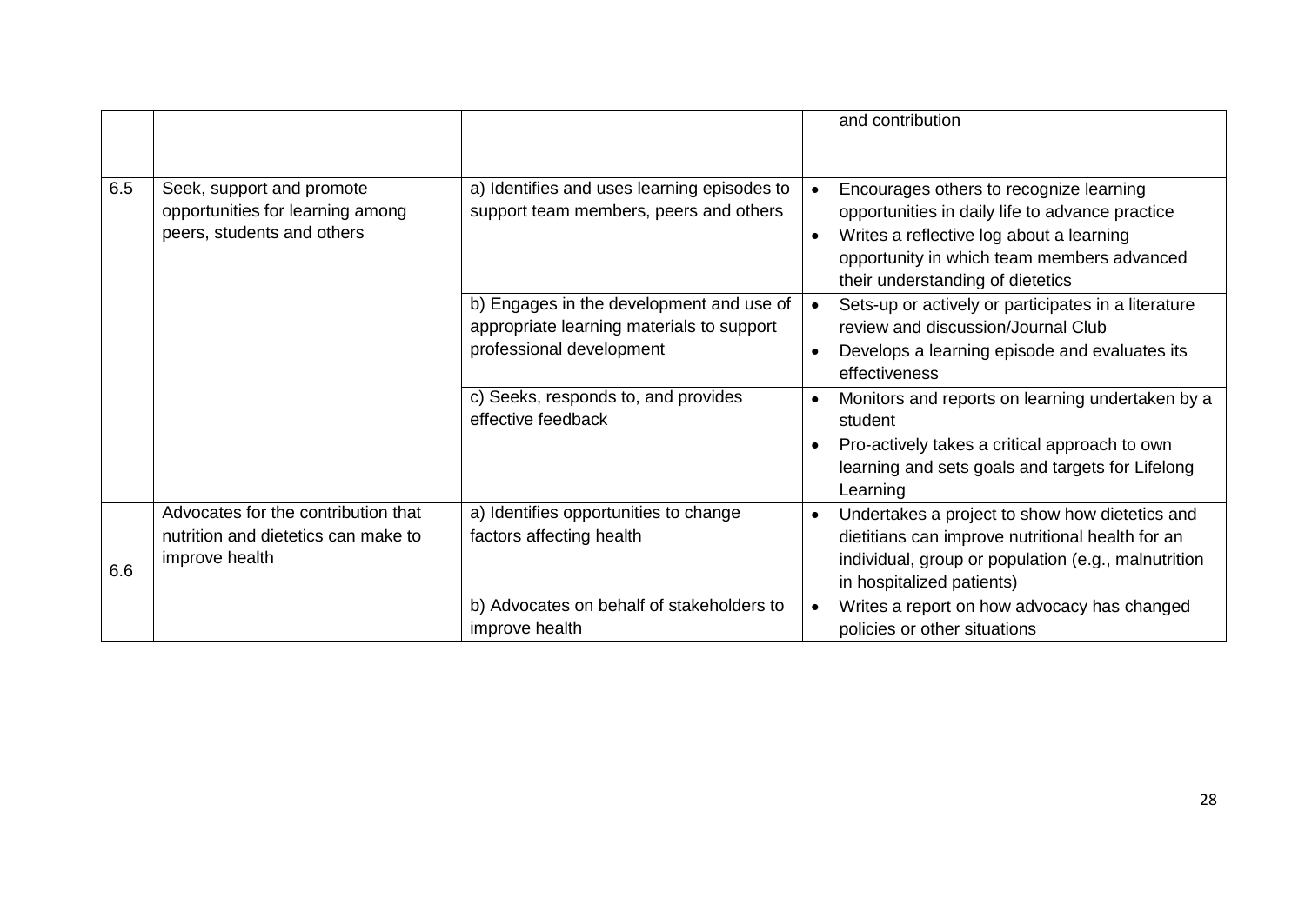| | | | |
|---|---|---|---|
| | | | and contribution |
| 6.5 | Seek, support and promote opportunities for learning among peers, students and others | a) Identifies and uses learning episodes to support team members, peers and others | • Encourages others to recognize learning opportunities in daily life to advance practice<br>• Writes a reflective log about a learning opportunity in which team members advanced their understanding of dietetics |
| | | b) Engages in the development and use of appropriate learning materials to support professional development | • Sets-up or actively or participates in a literature review and discussion/Journal Club<br>• Develops a learning episode and evaluates its effectiveness |
| | | c) Seeks, responds to, and provides effective feedback | • Monitors and reports on learning undertaken by a student<br>• Pro-actively takes a critical approach to own learning and sets goals and targets for Lifelong Learning |
| 6.6 | Advocates for the contribution that nutrition and dietetics can make to improve health | a) Identifies opportunities to change factors affecting health | • Undertakes a project to show how dietetics and dietitians can improve nutritional health for an individual, group or population (e.g., malnutrition in hospitalized patients) |
| | | b) Advocates on behalf of stakeholders to improve health | • Writes a report on how advocacy has changed policies or other situations |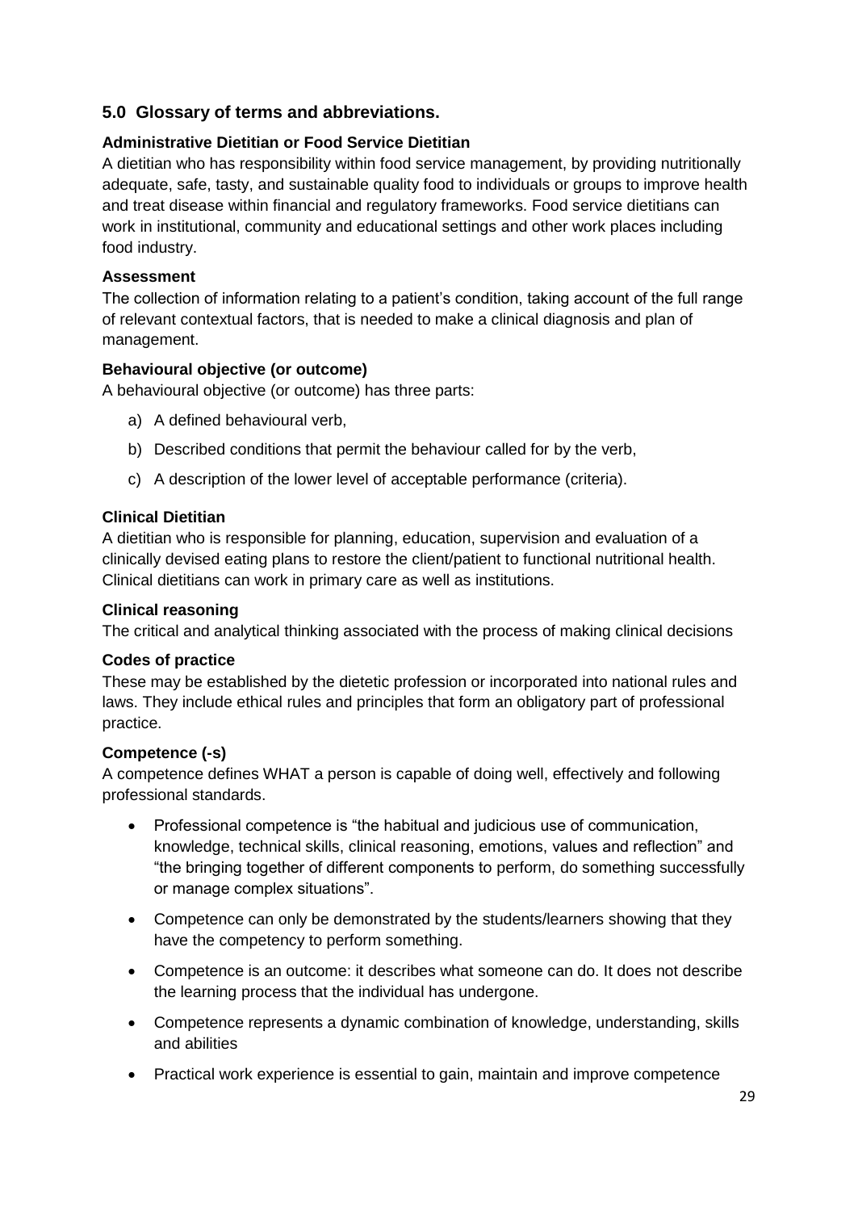## 5.0 Glossary of terms and abbreviations.

**Administrative Dietitian or Food Service Dietitian**

A dietitian who has responsibility within food service management, by providing nutritionally adequate, safe, tasty, and sustainable quality food to individuals or groups to improve health and treat disease within financial and regulatory frameworks. Food service dietitians can work in institutional, community and educational settings and other work places including food industry.

**Assessment**

The collection of information relating to a patient's condition, taking account of the full range of relevant contextual factors, that is needed to make a clinical diagnosis and plan of management.

**Behavioural objective (or outcome)**

A behavioural objective (or outcome) has three parts:

a) A defined behavioural verb,

b) Described conditions that permit the behaviour called for by the verb,

c) A description of the lower level of acceptable performance (criteria).

**Clinical Dietitian**

A dietitian who is responsible for planning, education, supervision and evaluation of a clinically devised eating plans to restore the client/patient to functional nutritional health. Clinical dietitians can work in primary care as well as institutions.

**Clinical reasoning**

The critical and analytical thinking associated with the process of making clinical decisions

**Codes of practice**

These may be established by the dietetic profession or incorporated into national rules and laws. They include ethical rules and principles that form an obligatory part of professional practice.

**Competence (-s)**

A competence defines WHAT a person is capable of doing well, effectively and following professional standards.

- Professional competence is "the habitual and judicious use of communication, knowledge, technical skills, clinical reasoning, emotions, values and reflection" and "the bringing together of different components to perform, do something successfully or manage complex situations".
- Competence can only be demonstrated by the students/learners showing that they have the competency to perform something.
- Competence is an outcome: it describes what someone can do. It does not describe the learning process that the individual has undergone.
- Competence represents a dynamic combination of knowledge, understanding, skills and abilities
- Practical work experience is essential to gain, maintain and improve competence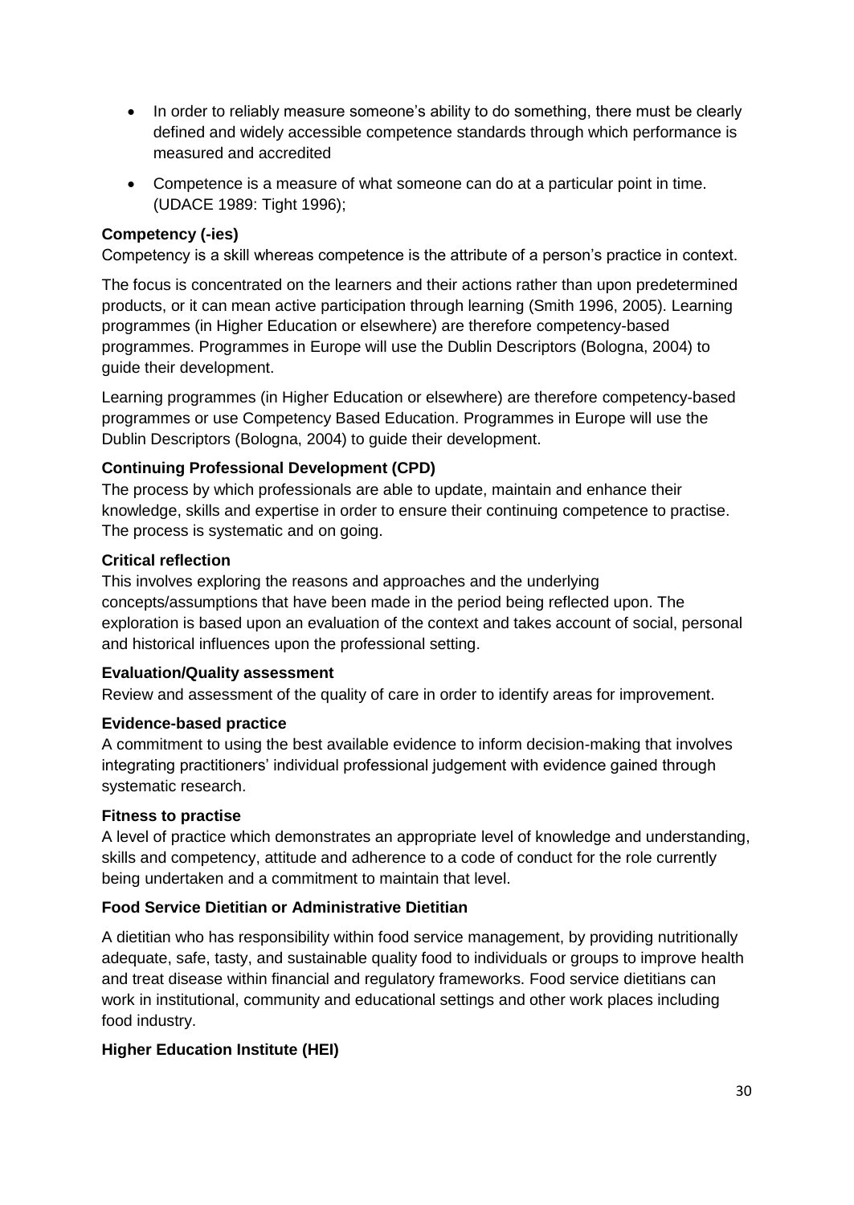- In order to reliably measure someone's ability to do something, there must be clearly defined and widely accessible competence standards through which performance is measured and accredited
- Competence is a measure of what someone can do at a particular point in time. (UDACE 1989: Tight 1996);

**Competency (-ies)**

Competency is a skill whereas competence is the attribute of a person's practice in context.

The focus is concentrated on the learners and their actions rather than upon predetermined products, or it can mean active participation through learning (Smith 1996, 2005). Learning programmes (in Higher Education or elsewhere) are therefore competency-based programmes. Programmes in Europe will use the Dublin Descriptors (Bologna, 2004) to guide their development.

Learning programmes (in Higher Education or elsewhere) are therefore competency-based programmes or use Competency Based Education. Programmes in Europe will use the Dublin Descriptors (Bologna, 2004) to guide their development.

**Continuing Professional Development (CPD)**

The process by which professionals are able to update, maintain and enhance their knowledge, skills and expertise in order to ensure their continuing competence to practise. The process is systematic and on going.

**Critical reflection**

This involves exploring the reasons and approaches and the underlying concepts/assumptions that have been made in the period being reflected upon. The exploration is based upon an evaluation of the context and takes account of social, personal and historical influences upon the professional setting.

**Evaluation/Quality assessment**

Review and assessment of the quality of care in order to identify areas for improvement.

**Evidence-based practice**

A commitment to using the best available evidence to inform decision-making that involves integrating practitioners' individual professional judgement with evidence gained through systematic research.

**Fitness to practise**

A level of practice which demonstrates an appropriate level of knowledge and understanding, skills and competency, attitude and adherence to a code of conduct for the role currently being undertaken and a commitment to maintain that level.

**Food Service Dietitian or Administrative Dietitian**

A dietitian who has responsibility within food service management, by providing nutritionally adequate, safe, tasty, and sustainable quality food to individuals or groups to improve health and treat disease within financial and regulatory frameworks. Food service dietitians can work in institutional, community and educational settings and other work places including food industry.

**Higher Education Institute (HEI)**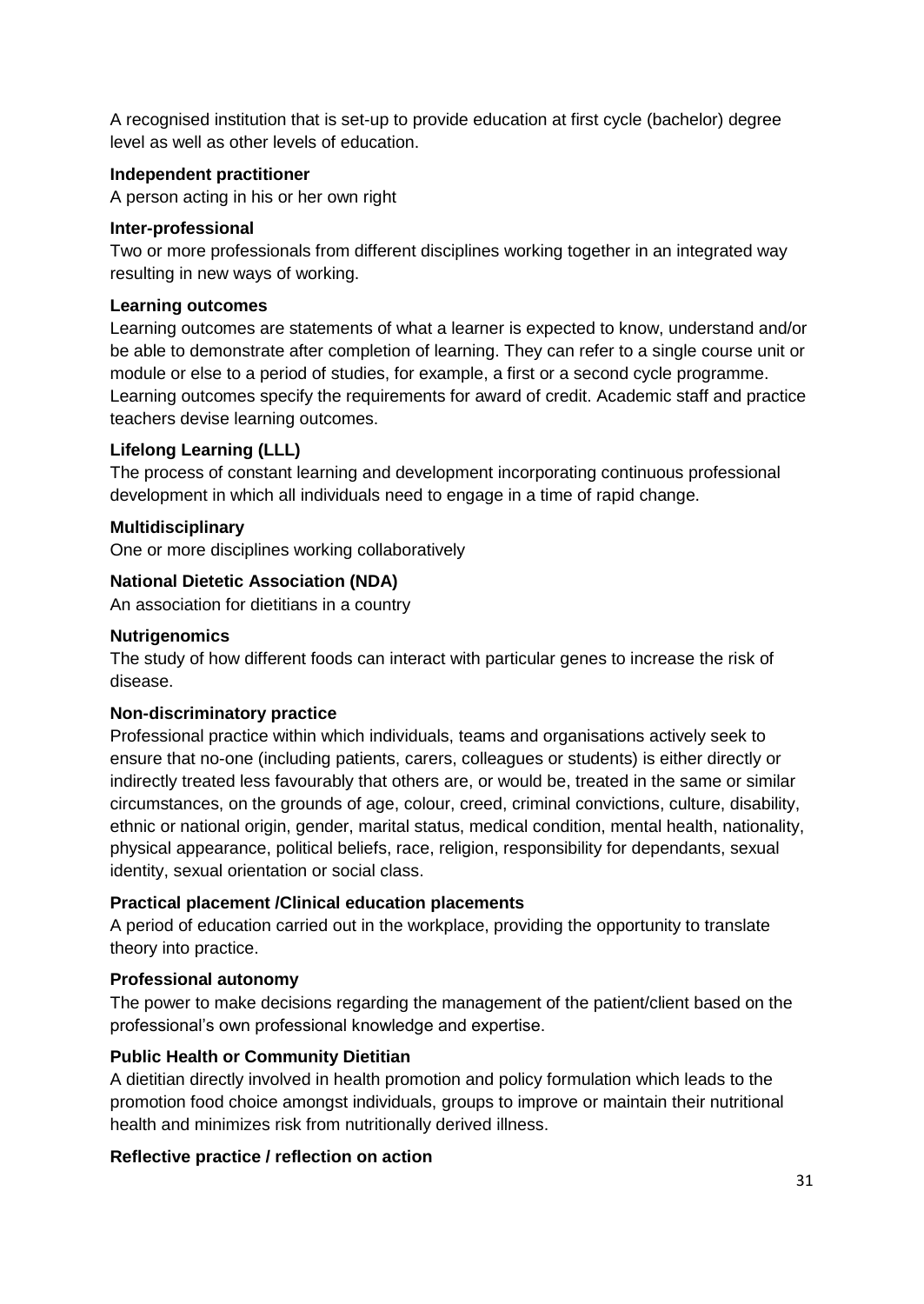A recognised institution that is set-up to provide education at first cycle (bachelor) degree level as well as other levels of education.

**Independent practitioner**

A person acting in his or her own right

**Inter-professional**

Two or more professionals from different disciplines working together in an integrated way resulting in new ways of working.

**Learning outcomes**

Learning outcomes are statements of what a learner is expected to know, understand and/or be able to demonstrate after completion of learning. They can refer to a single course unit or module or else to a period of studies, for example, a first or a second cycle programme. Learning outcomes specify the requirements for award of credit. Academic staff and practice teachers devise learning outcomes.

**Lifelong Learning (LLL)**

The process of constant learning and development incorporating continuous professional development in which all individuals need to engage in a time of rapid change.

**Multidisciplinary**

One or more disciplines working collaboratively

**National Dietetic Association (NDA)**

An association for dietitians in a country

**Nutrigenomics**

The study of how different foods can interact with particular genes to increase the risk of disease.

**Non-discriminatory practice**

Professional practice within which individuals, teams and organisations actively seek to ensure that no-one (including patients, carers, colleagues or students) is either directly or indirectly treated less favourably that others are, or would be, treated in the same or similar circumstances, on the grounds of age, colour, creed, criminal convictions, culture, disability, ethnic or national origin, gender, marital status, medical condition, mental health, nationality, physical appearance, political beliefs, race, religion, responsibility for dependants, sexual identity, sexual orientation or social class.

**Practical placement /Clinical education placements**

A period of education carried out in the workplace, providing the opportunity to translate theory into practice.

**Professional autonomy**

The power to make decisions regarding the management of the patient/client based on the professional's own professional knowledge and expertise.

**Public Health or Community Dietitian**

A dietitian directly involved in health promotion and policy formulation which leads to the promotion food choice amongst individuals, groups to improve or maintain their nutritional health and minimizes risk from nutritionally derived illness.

**Reflective practice / reflection on action**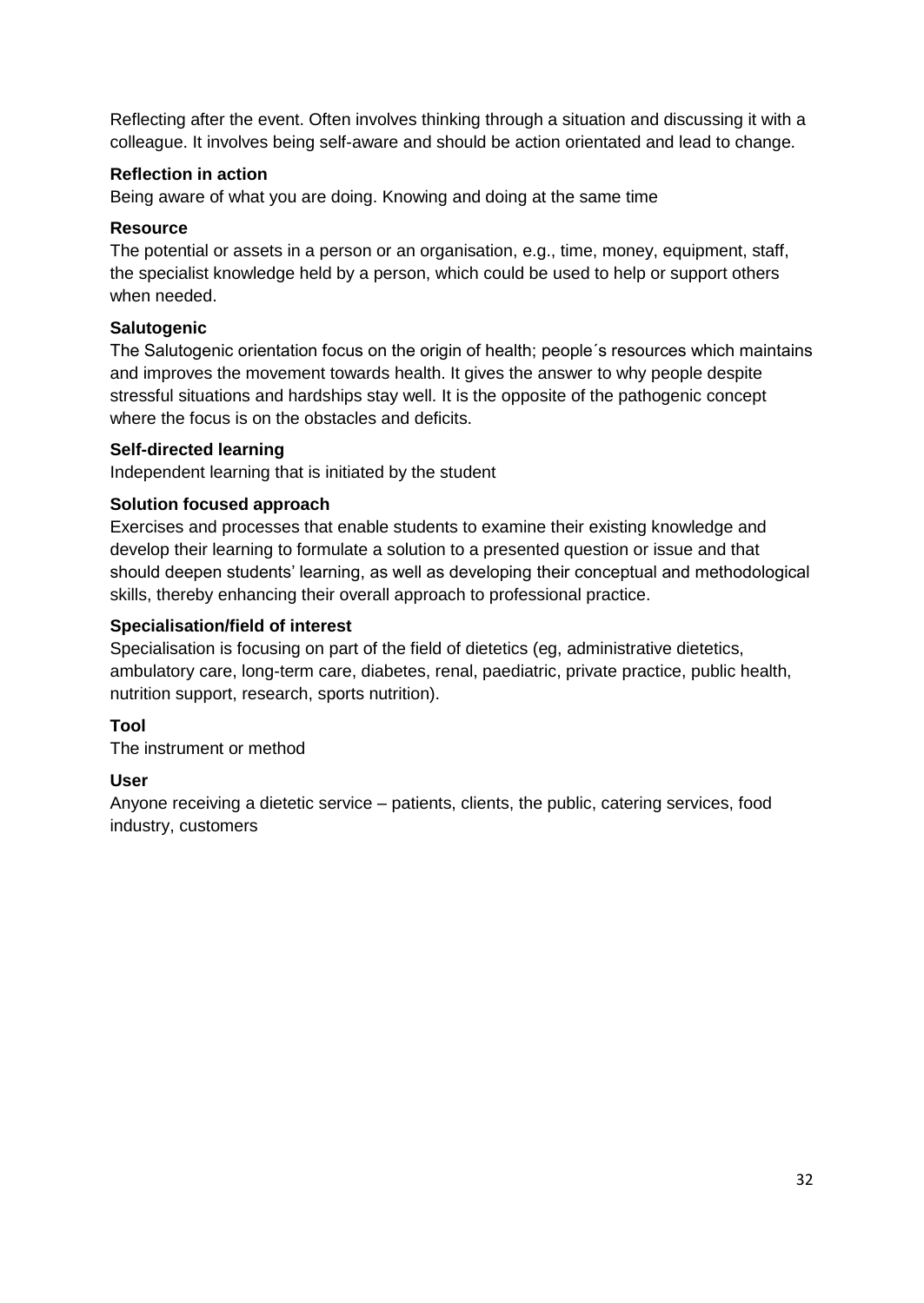Reflecting after the event. Often involves thinking through a situation and discussing it with a colleague. It involves being self-aware and should be action orientated and lead to change.

**Reflection in action**

Being aware of what you are doing. Knowing and doing at the same time

**Resource**

The potential or assets in a person or an organisation, e.g., time, money, equipment, staff, the specialist knowledge held by a person, which could be used to help or support others when needed.

**Salutogenic**

The Salutogenic orientation focus on the origin of health; people´s resources which maintains and improves the movement towards health. It gives the answer to why people despite stressful situations and hardships stay well. It is the opposite of the pathogenic concept where the focus is on the obstacles and deficits.

**Self-directed learning**

Independent learning that is initiated by the student

**Solution focused approach**

Exercises and processes that enable students to examine their existing knowledge and develop their learning to formulate a solution to a presented question or issue and that should deepen students' learning, as well as developing their conceptual and methodological skills, thereby enhancing their overall approach to professional practice.

**Specialisation/field of interest**

Specialisation is focusing on part of the field of dietetics (eg, administrative dietetics, ambulatory care, long-term care, diabetes, renal, paediatric, private practice, public health, nutrition support, research, sports nutrition).

**Tool**

The instrument or method

**User**

Anyone receiving a dietetic service – patients, clients, the public, catering services, food industry, customers